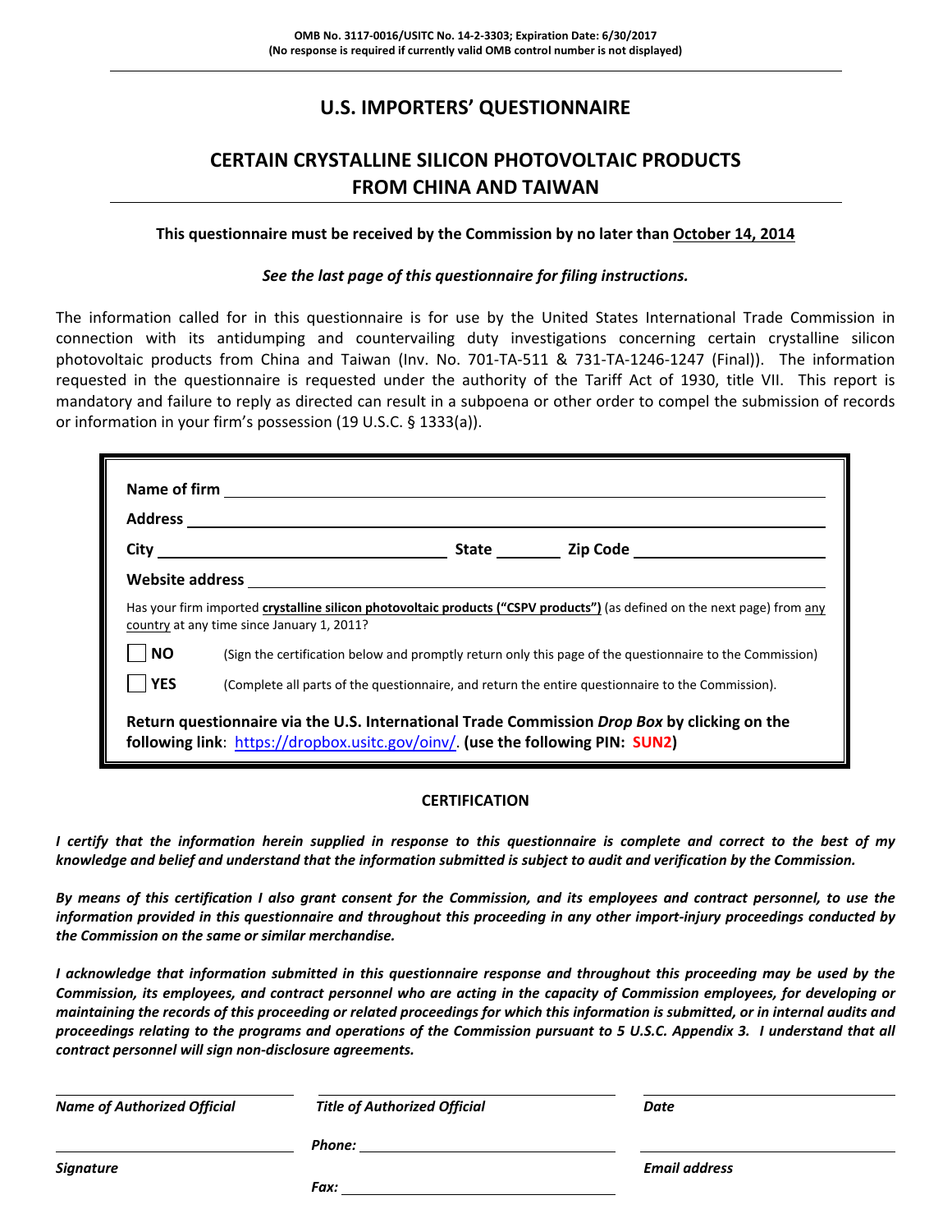**OMB No. 3117-0016/USITC No. 14-2-3303; Expiration Date: 6/30/2017**
**(No response is required if currently valid OMB control number is not displayed)**

# U.S. IMPORTERS' QUESTIONNAIRE

## CERTAIN CRYSTALLINE SILICON PHOTOVOLTAIC PRODUCTS FROM CHINA AND TAIWAN

**This questionnaire must be received by the Commission by no later than October 14, 2014**

***See the last page of this questionnaire for filing instructions.***

The information called for in this questionnaire is for use by the United States International Trade Commission in connection with its antidumping and countervailing duty investigations concerning certain crystalline silicon photovoltaic products from China and Taiwan (Inv. No. 701-TA-511 & 731-TA-1246-1247 (Final)). The information requested in the questionnaire is requested under the authority of the Tariff Act of 1930, title VII. This report is mandatory and failure to reply as directed can result in a subpoena or other order to compel the submission of records or information in your firm's possession (19 U.S.C. § 1333(a)).

**Name of firm** ______________________________

**Address** ______________________________

**City** ______________ **State** ________ **Zip Code** ______________

**Website address** ______________________________

Has your firm imported **crystalline silicon photovoltaic products ("CSPV products")** (as defined on the next page) from any country at any time since January 1, 2011?

☐ **NO** (Sign the certification below and promptly return only this page of the questionnaire to the Commission)

☐ **YES** (Complete all parts of the questionnaire, and return the entire questionnaire to the Commission).

**Return questionnaire via the U.S. International Trade Commission *Drop Box* by clicking on the following link**: https://dropbox.usitc.gov/oinv/. **(use the following PIN: SUN2)**

### CERTIFICATION

***I certify that the information herein supplied in response to this questionnaire is complete and correct to the best of my knowledge and belief and understand that the information submitted is subject to audit and verification by the Commission.***

***By means of this certification I also grant consent for the Commission, and its employees and contract personnel, to use the information provided in this questionnaire and throughout this proceeding in any other import-injury proceedings conducted by the Commission on the same or similar merchandise.***

***I acknowledge that information submitted in this questionnaire response and throughout this proceeding may be used by the Commission, its employees, and contract personnel who are acting in the capacity of Commission employees, for developing or maintaining the records of this proceeding or related proceedings for which this information is submitted, or in internal audits and proceedings relating to the programs and operations of the Commission pursuant to 5 U.S.C. Appendix 3. I understand that all contract personnel will sign non-disclosure agreements.***

| ______________________ | ______________________ | ______________________ |
|---|---|---|
| ***Name of Authorized Official*** | ***Title of Authorized Official*** | ***Date*** |
| ______________________ | ***Phone:*** ______________ | ______________________ |
| ***Signature*** | ***Fax:*** ______________ | ***Email address*** |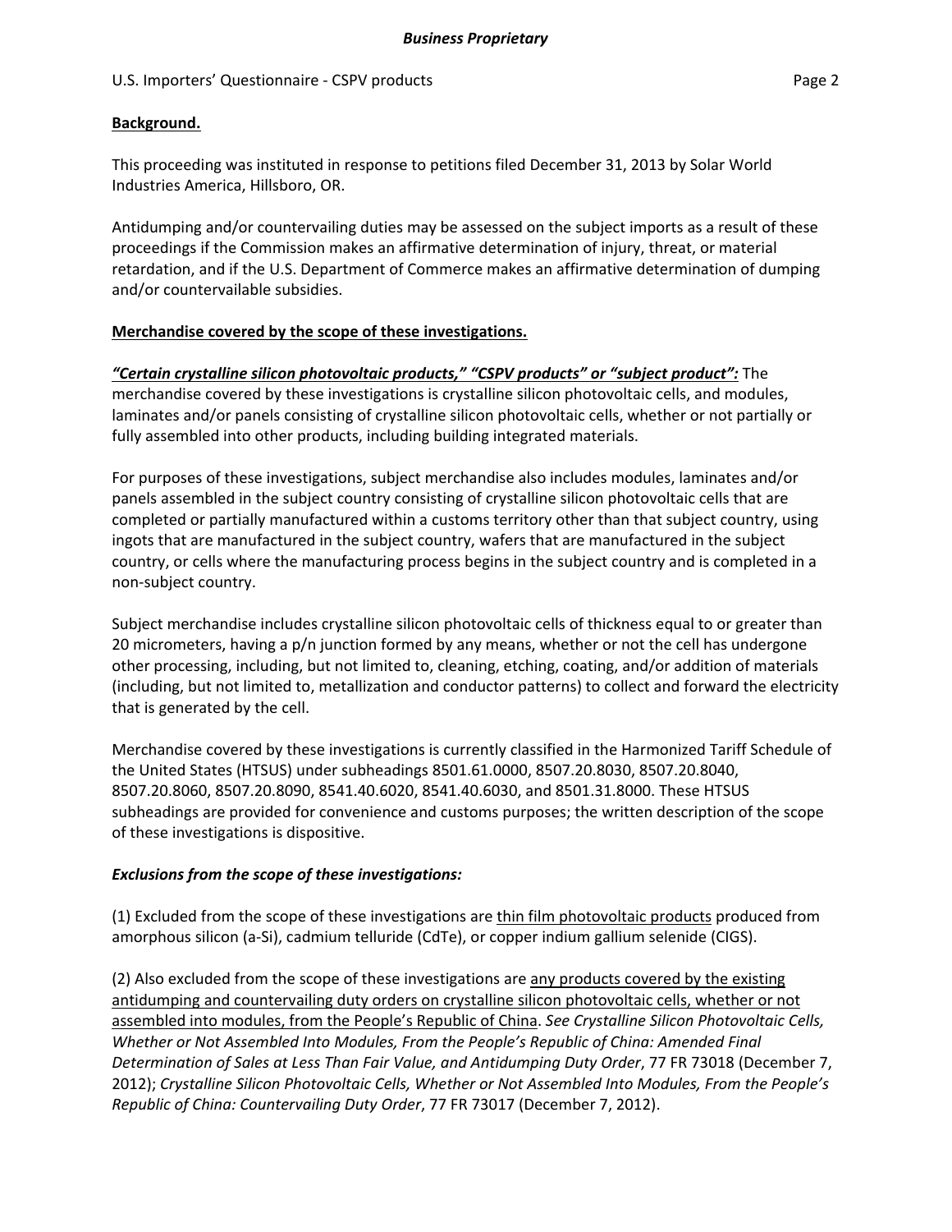**Background.**

This proceeding was instituted in response to petitions filed December 31, 2013 by Solar World Industries America, Hillsboro, OR.

Antidumping and/or countervailing duties may be assessed on the subject imports as a result of these proceedings if the Commission makes an affirmative determination of injury, threat, or material retardation, and if the U.S. Department of Commerce makes an affirmative determination of dumping and/or countervailable subsidies.

**Merchandise covered by the scope of these investigations.**

***"Certain crystalline silicon photovoltaic products," "CSPV products" or "subject product":*** The merchandise covered by these investigations is crystalline silicon photovoltaic cells, and modules, laminates and/or panels consisting of crystalline silicon photovoltaic cells, whether or not partially or fully assembled into other products, including building integrated materials.

For purposes of these investigations, subject merchandise also includes modules, laminates and/or panels assembled in the subject country consisting of crystalline silicon photovoltaic cells that are completed or partially manufactured within a customs territory other than that subject country, using ingots that are manufactured in the subject country, wafers that are manufactured in the subject country, or cells where the manufacturing process begins in the subject country and is completed in a non-subject country.

Subject merchandise includes crystalline silicon photovoltaic cells of thickness equal to or greater than 20 micrometers, having a p/n junction formed by any means, whether or not the cell has undergone other processing, including, but not limited to, cleaning, etching, coating, and/or addition of materials (including, but not limited to, metallization and conductor patterns) to collect and forward the electricity that is generated by the cell.

Merchandise covered by these investigations is currently classified in the Harmonized Tariff Schedule of the United States (HTSUS) under subheadings 8501.61.0000, 8507.20.8030, 8507.20.8040, 8507.20.8060, 8507.20.8090, 8541.40.6020, 8541.40.6030, and 8501.31.8000. These HTSUS subheadings are provided for convenience and customs purposes; the written description of the scope of these investigations is dispositive.

***Exclusions from the scope of these investigations:***

(1) Excluded from the scope of these investigations are thin film photovoltaic products produced from amorphous silicon (a-Si), cadmium telluride (CdTe), or copper indium gallium selenide (CIGS).

(2) Also excluded from the scope of these investigations are any products covered by the existing antidumping and countervailing duty orders on crystalline silicon photovoltaic cells, whether or not assembled into modules, from the People's Republic of China. *See Crystalline Silicon Photovoltaic Cells, Whether or Not Assembled Into Modules, From the People's Republic of China: Amended Final Determination of Sales at Less Than Fair Value, and Antidumping Duty Order*, 77 FR 73018 (December 7, 2012); *Crystalline Silicon Photovoltaic Cells, Whether or Not Assembled Into Modules, From the People's Republic of China: Countervailing Duty Order*, 77 FR 73017 (December 7, 2012).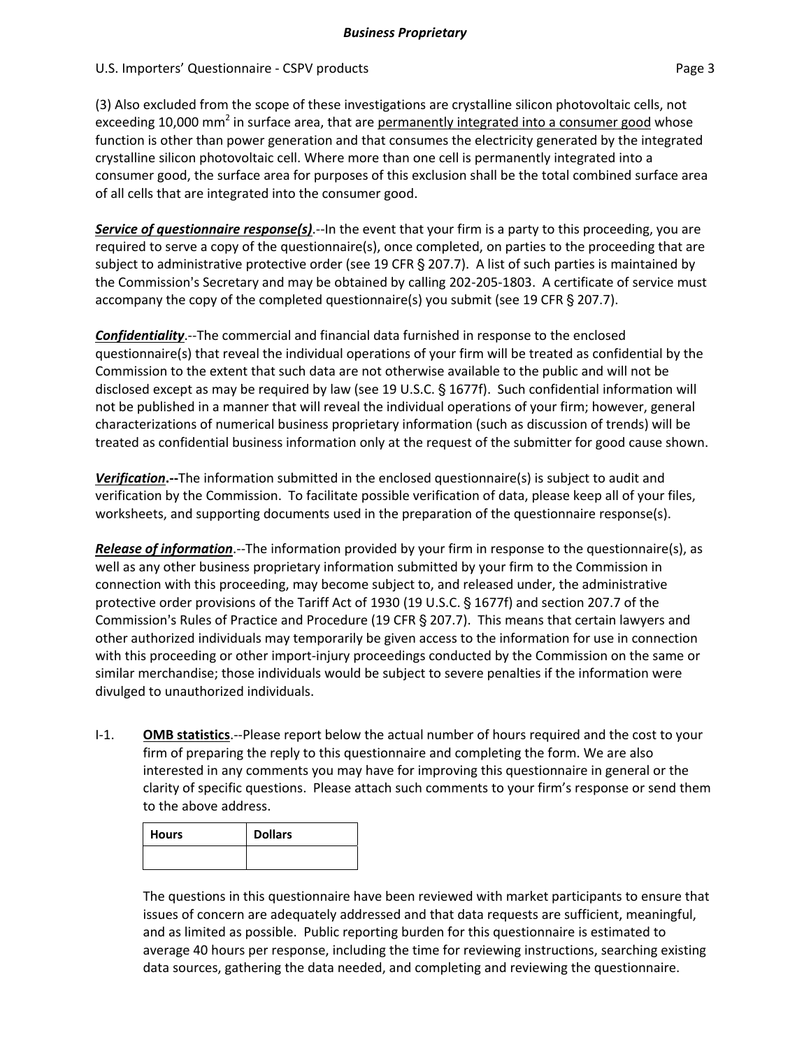(3) Also excluded from the scope of these investigations are crystalline silicon photovoltaic cells, not exceeding 10,000 $mm^2$ in surface area, that are permanently integrated into a consumer good whose function is other than power generation and that consumes the electricity generated by the integrated crystalline silicon photovoltaic cell. Where more than one cell is permanently integrated into a consumer good, the surface area for purposes of this exclusion shall be the total combined surface area of all cells that are integrated into the consumer good.

***Service of questionnaire response(s)***.--In the event that your firm is a party to this proceeding, you are required to serve a copy of the questionnaire(s), once completed, on parties to the proceeding that are subject to administrative protective order (see 19 CFR § 207.7). A list of such parties is maintained by the Commission's Secretary and may be obtained by calling 202-205-1803. A certificate of service must accompany the copy of the completed questionnaire(s) you submit (see 19 CFR § 207.7).

***Confidentiality***.--The commercial and financial data furnished in response to the enclosed questionnaire(s) that reveal the individual operations of your firm will be treated as confidential by the Commission to the extent that such data are not otherwise available to the public and will not be disclosed except as may be required by law (see 19 U.S.C. § 1677f). Such confidential information will not be published in a manner that will reveal the individual operations of your firm; however, general characterizations of numerical business proprietary information (such as discussion of trends) will be treated as confidential business information only at the request of the submitter for good cause shown.

***Verification*.--**The information submitted in the enclosed questionnaire(s) is subject to audit and verification by the Commission. To facilitate possible verification of data, please keep all of your files, worksheets, and supporting documents used in the preparation of the questionnaire response(s).

***Release of information***.--The information provided by your firm in response to the questionnaire(s), as well as any other business proprietary information submitted by your firm to the Commission in connection with this proceeding, may become subject to, and released under, the administrative protective order provisions of the Tariff Act of 1930 (19 U.S.C. § 1677f) and section 207.7 of the Commission's Rules of Practice and Procedure (19 CFR § 207.7). This means that certain lawyers and other authorized individuals may temporarily be given access to the information for use in connection with this proceeding or other import-injury proceedings conducted by the Commission on the same or similar merchandise; those individuals would be subject to severe penalties if the information were divulged to unauthorized individuals.

I-1. **OMB statistics**.--Please report below the actual number of hours required and the cost to your firm of preparing the reply to this questionnaire and completing the form. We are also interested in any comments you may have for improving this questionnaire in general or the clarity of specific questions. Please attach such comments to your firm's response or send them to the above address.

| Hours | Dollars |
|---|---|
| | |

The questions in this questionnaire have been reviewed with market participants to ensure that issues of concern are adequately addressed and that data requests are sufficient, meaningful, and as limited as possible. Public reporting burden for this questionnaire is estimated to average 40 hours per response, including the time for reviewing instructions, searching existing data sources, gathering the data needed, and completing and reviewing the questionnaire.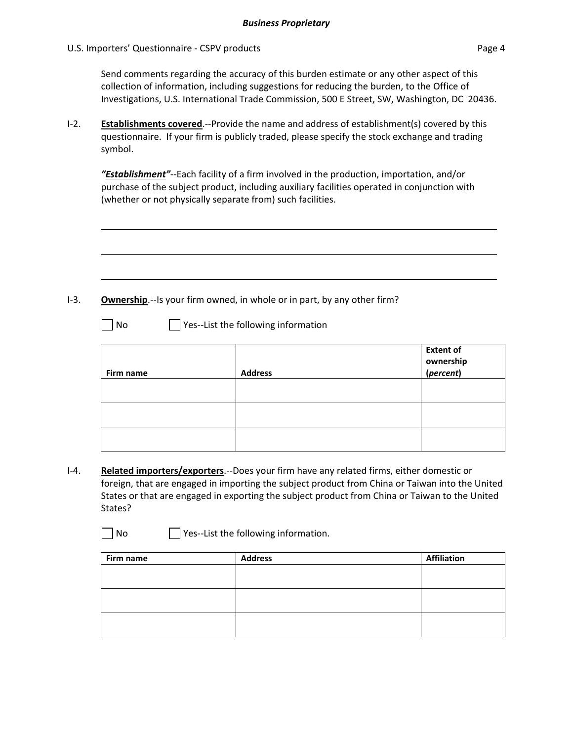Send comments regarding the accuracy of this burden estimate or any other aspect of this collection of information, including suggestions for reducing the burden, to the Office of Investigations, U.S. International Trade Commission, 500 E Street, SW, Washington, DC 20436.

I-2. **Establishments covered**.--Provide the name and address of establishment(s) covered by this questionnaire. If your firm is publicly traded, please specify the stock exchange and trading symbol.

***"Establishment"***--Each facility of a firm involved in the production, importation, and/or purchase of the subject product, including auxiliary facilities operated in conjunction with (whether or not physically separate from) such facilities.

\_\_\_\_\_\_\_\_\_\_\_\_\_\_\_\_\_\_\_\_\_\_\_\_\_\_\_\_\_\_\_\_\_\_\_\_\_\_\_\_\_\_\_\_\_\_\_\_\_\_\_\_\_\_\_\_\_\_\_\_\_\_

\_\_\_\_\_\_\_\_\_\_\_\_\_\_\_\_\_\_\_\_\_\_\_\_\_\_\_\_\_\_\_\_\_\_\_\_\_\_\_\_\_\_\_\_\_\_\_\_\_\_\_\_\_\_\_\_\_\_\_\_\_\_

\_\_\_\_\_\_\_\_\_\_\_\_\_\_\_\_\_\_\_\_\_\_\_\_\_\_\_\_\_\_\_\_\_\_\_\_\_\_\_\_\_\_\_\_\_\_\_\_\_\_\_\_\_\_\_\_\_\_\_\_\_\_

I-3. **Ownership**.--Is your firm owned, in whole or in part, by any other firm?

☐ No ☐ Yes--List the following information

| Firm name | Address | Extent of ownership (*percent*) |
|---|---|---|
| | | |
| | | |
| | | |

I-4. **Related importers/exporters**.--Does your firm have any related firms, either domestic or foreign, that are engaged in importing the subject product from China or Taiwan into the United States or that are engaged in exporting the subject product from China or Taiwan to the United States?

☐ No ☐ Yes--List the following information.

| Firm name | Address | Affiliation |
|---|---|---|
| | | |
| | | |
| | | |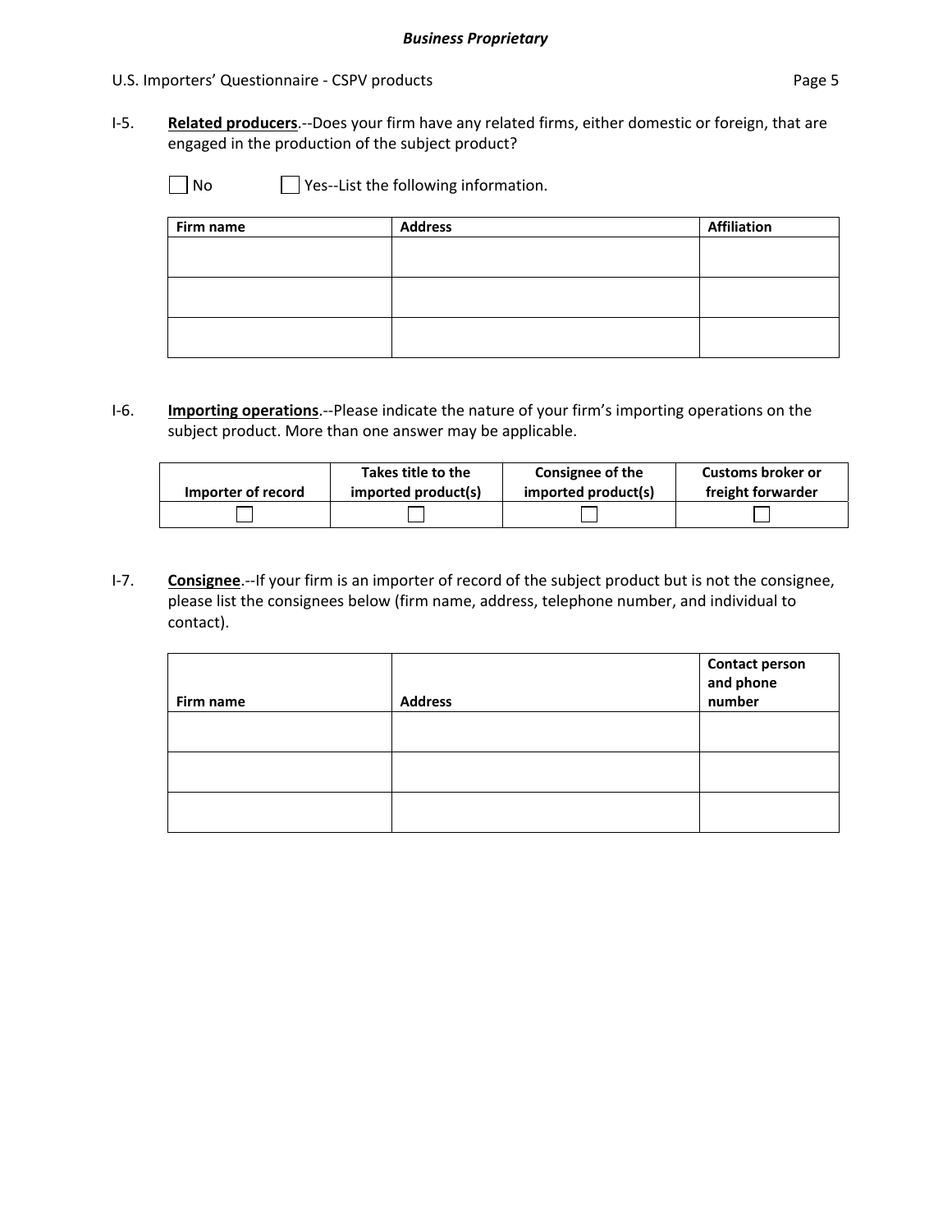I-5. **Related producers**.--Does your firm have any related firms, either domestic or foreign, that are engaged in the production of the subject product?

☐ No ☐ Yes--List the following information.

| Firm name | Address | Affiliation |
|---|---|---|
| | | |
| | | |
| | | |

I-6. **Importing operations**.--Please indicate the nature of your firm's importing operations on the subject product. More than one answer may be applicable.

| Importer of record | Takes title to the imported product(s) | Consignee of the imported product(s) | Customs broker or freight forwarder |
|---|---|---|---|
| ☐ | ☐ | ☐ | ☐ |

I-7. **Consignee**.--If your firm is an importer of record of the subject product but is not the consignee, please list the consignees below (firm name, address, telephone number, and individual to contact).

| Firm name | Address | Contact person and phone number |
|---|---|---|
| | | |
| | | |
| | | |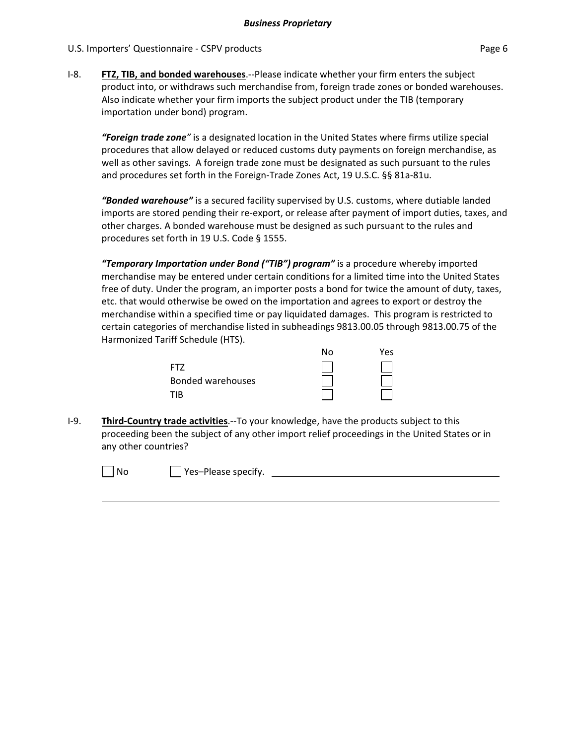I-8. **FTZ, TIB, and bonded warehouses**.--Please indicate whether your firm enters the subject product into, or withdraws such merchandise from, foreign trade zones or bonded warehouses. Also indicate whether your firm imports the subject product under the TIB (temporary importation under bond) program.

***"Foreign trade zone"*** is a designated location in the United States where firms utilize special procedures that allow delayed or reduced customs duty payments on foreign merchandise, as well as other savings. A foreign trade zone must be designated as such pursuant to the rules and procedures set forth in the Foreign-Trade Zones Act, 19 U.S.C. §§ 81a-81u.

***"Bonded warehouse"*** is a secured facility supervised by U.S. customs, where dutiable landed imports are stored pending their re-export, or release after payment of import duties, taxes, and other charges. A bonded warehouse must be designed as such pursuant to the rules and procedures set forth in 19 U.S. Code § 1555.

***"Temporary Importation under Bond ("TIB") program"*** is a procedure whereby imported merchandise may be entered under certain conditions for a limited time into the United States free of duty. Under the program, an importer posts a bond for twice the amount of duty, taxes, etc. that would otherwise be owed on the importation and agrees to export or destroy the merchandise within a specified time or pay liquidated damages. This program is restricted to certain categories of merchandise listed in subheadings 9813.00.05 through 9813.00.75 of the Harmonized Tariff Schedule (HTS).

| | No | Yes |
|---|---|---|
| FTZ | ☐ | ☐ |
| Bonded warehouses | ☐ | ☐ |
| TIB | ☐ | ☐ |

I-9. **Third-Country trade activities**.--To your knowledge, have the products subject to this proceeding been the subject of any other import relief proceedings in the United States or in any other countries?

☐ No ☐ Yes–Please specify. ______________________________________________

______________________________________________________________________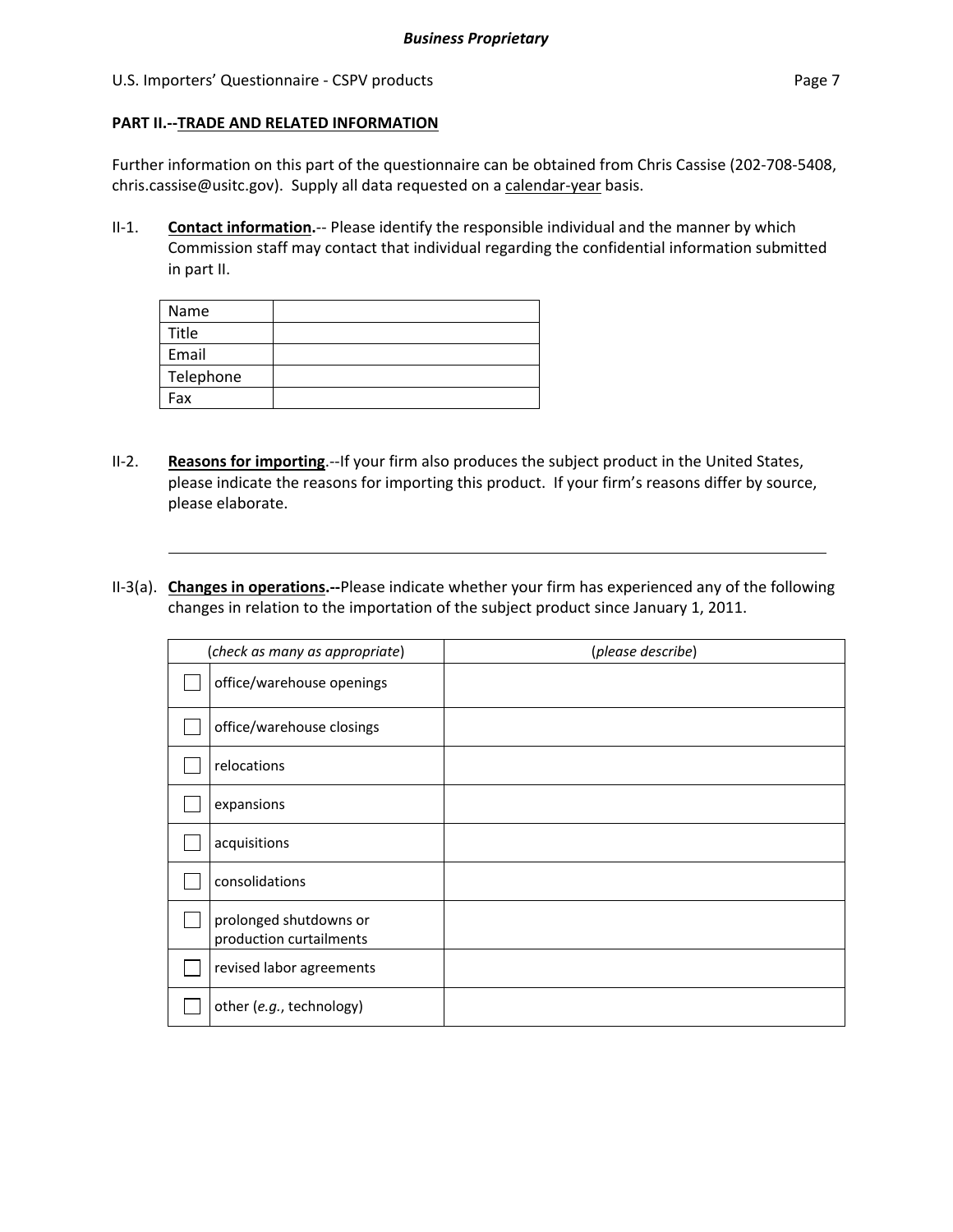**PART II.--TRADE AND RELATED INFORMATION**

Further information on this part of the questionnaire can be obtained from Chris Cassise (202-708-5408, chris.cassise@usitc.gov). Supply all data requested on a calendar-year basis.

II-1. **Contact information.**-- Please identify the responsible individual and the manner by which Commission staff may contact that individual regarding the confidential information submitted in part II.

| Name | |
|---|---|
| Title | |
| Email | |
| Telephone | |
| Fax | |

II-2. **Reasons for importing**.--If your firm also produces the subject product in the United States, please indicate the reasons for importing this product. If your firm's reasons differ by source, please elaborate.

______________________________________________________________________________

II-3(a). **Changes in operations.--**Please indicate whether your firm has experienced any of the following changes in relation to the importation of the subject product since January 1, 2011.

| (*check as many as appropriate*) | | (*please describe*) |
|---|---|---|
| ☐ | office/warehouse openings | |
| ☐ | office/warehouse closings | |
| ☐ | relocations | |
| ☐ | expansions | |
| ☐ | acquisitions | |
| ☐ | consolidations | |
| ☐ | prolonged shutdowns or production curtailments | |
| ☐ | revised labor agreements | |
| ☐ | other (*e.g.*, technology) | |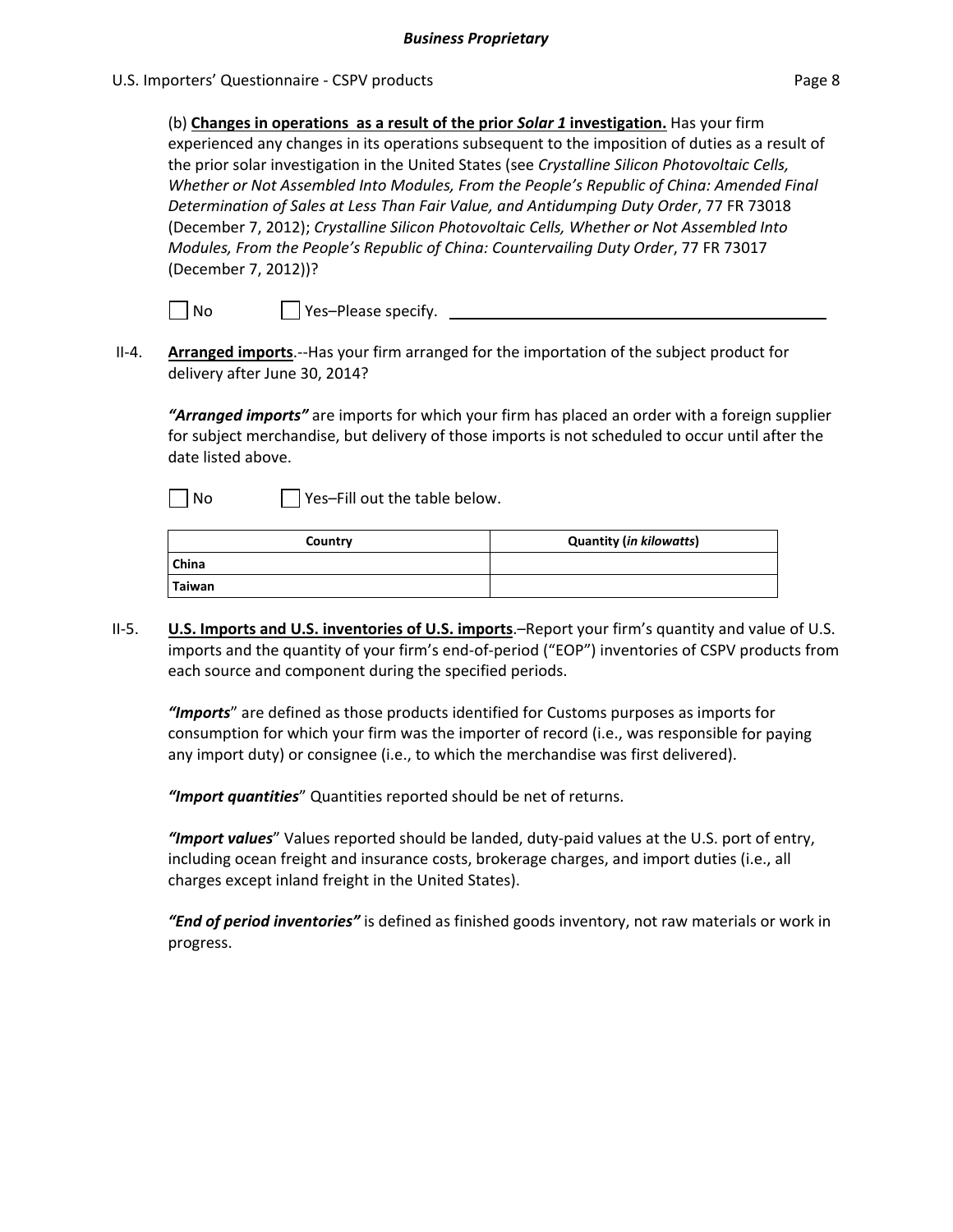(b) **Changes in operations as a result of the prior *Solar 1* investigation.** Has your firm experienced any changes in its operations subsequent to the imposition of duties as a result of the prior solar investigation in the United States (see *Crystalline Silicon Photovoltaic Cells, Whether or Not Assembled Into Modules, From the People's Republic of China: Amended Final Determination of Sales at Less Than Fair Value, and Antidumping Duty Order*, 77 FR 73018 (December 7, 2012); *Crystalline Silicon Photovoltaic Cells, Whether or Not Assembled Into Modules, From the People's Republic of China: Countervailing Duty Order*, 77 FR 73017 (December 7, 2012))?

☐ No ☐ Yes–Please specify. ______________________________

II-4. **Arranged imports**.--Has your firm arranged for the importation of the subject product for delivery after June 30, 2014?

***"Arranged imports"*** are imports for which your firm has placed an order with a foreign supplier for subject merchandise, but delivery of those imports is not scheduled to occur until after the date listed above.

☐ No ☐ Yes–Fill out the table below.

| Country | Quantity (*in kilowatts*) |
|---|---|
| **China** | |
| **Taiwan** | |

II-5. **U.S. Imports and U.S. inventories of U.S. imports**.–Report your firm's quantity and value of U.S. imports and the quantity of your firm's end-of-period ("EOP") inventories of CSPV products from each source and component during the specified periods.

***"Imports"*** are defined as those products identified for Customs purposes as imports for consumption for which your firm was the importer of record (i.e., was responsible for paying any import duty) or consignee (i.e., to which the merchandise was first delivered).

***"Import quantities"*** Quantities reported should be net of returns.

***"Import values"*** Values reported should be landed, duty-paid values at the U.S. port of entry, including ocean freight and insurance costs, brokerage charges, and import duties (i.e., all charges except inland freight in the United States).

***"End of period inventories"*** is defined as finished goods inventory, not raw materials or work in progress.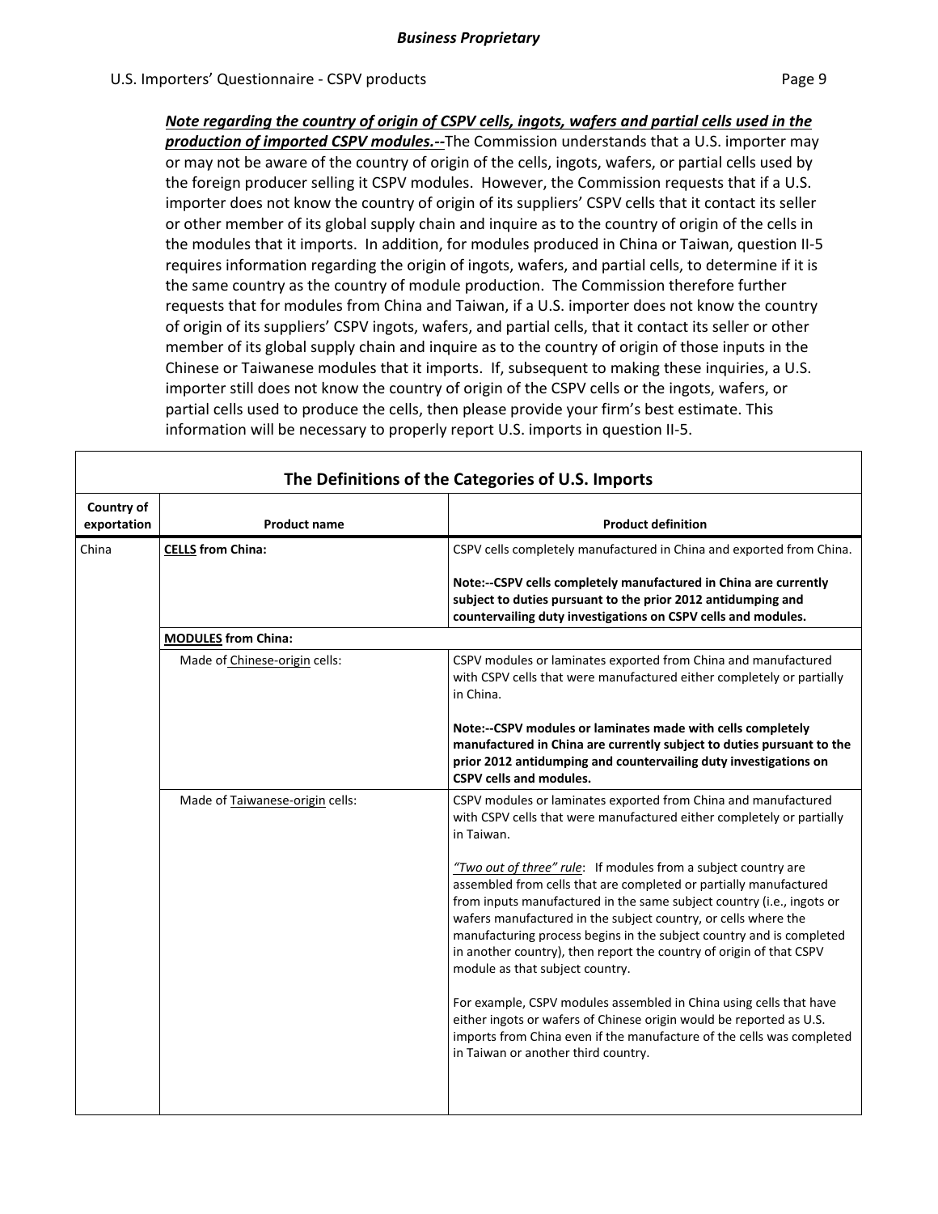***Note regarding the country of origin of CSPV cells, ingots, wafers and partial cells used in the production of imported CSPV modules.--***The Commission understands that a U.S. importer may or may not be aware of the country of origin of the cells, ingots, wafers, or partial cells used by the foreign producer selling it CSPV modules. However, the Commission requests that if a U.S. importer does not know the country of origin of its suppliers' CSPV cells that it contact its seller or other member of its global supply chain and inquire as to the country of origin of the cells in the modules that it imports. In addition, for modules produced in China or Taiwan, question II-5 requires information regarding the origin of ingots, wafers, and partial cells, to determine if it is the same country as the country of module production. The Commission therefore further requests that for modules from China and Taiwan, if a U.S. importer does not know the country of origin of its suppliers' CSPV ingots, wafers, and partial cells, that it contact its seller or other member of its global supply chain and inquire as to the country of origin of those inputs in the Chinese or Taiwanese modules that it imports. If, subsequent to making these inquiries, a U.S. importer still does not know the country of origin of the CSPV cells or the ingots, wafers, or partial cells used to produce the cells, then please provide your firm's best estimate. This information will be necessary to properly report U.S. imports in question II-5.

**The Definitions of the Categories of U.S. Imports**

| Country of exportation | Product name | Product definition |
|---|---|---|
| China | **CELLS from China:** | CSPV cells completely manufactured in China and exported from China.<br><br>**Note:--CSPV cells completely manufactured in China are currently subject to duties pursuant to the prior 2012 antidumping and countervailing duty investigations on CSPV cells and modules.** |
| | **MODULES from China:** | |
| | Made of Chinese-origin cells: | CSPV modules or laminates exported from China and manufactured with CSPV cells that were manufactured either completely or partially in China.<br><br>**Note:--CSPV modules or laminates made with cells completely manufactured in China are currently subject to duties pursuant to the prior 2012 antidumping and countervailing duty investigations on CSPV cells and modules.** |
| | Made of Taiwanese-origin cells: | CSPV modules or laminates exported from China and manufactured with CSPV cells that were manufactured either completely or partially in Taiwan.<br><br>*"Two out of three" rule*: If modules from a subject country are assembled from cells that are completed or partially manufactured from inputs manufactured in the same subject country (i.e., ingots or wafers manufactured in the subject country, or cells where the manufacturing process begins in the subject country and is completed in another country), then report the country of origin of that CSPV module as that subject country.<br><br>For example, CSPV modules assembled in China using cells that have either ingots or wafers of Chinese origin would be reported as U.S. imports from China even if the manufacture of the cells was completed in Taiwan or another third country. |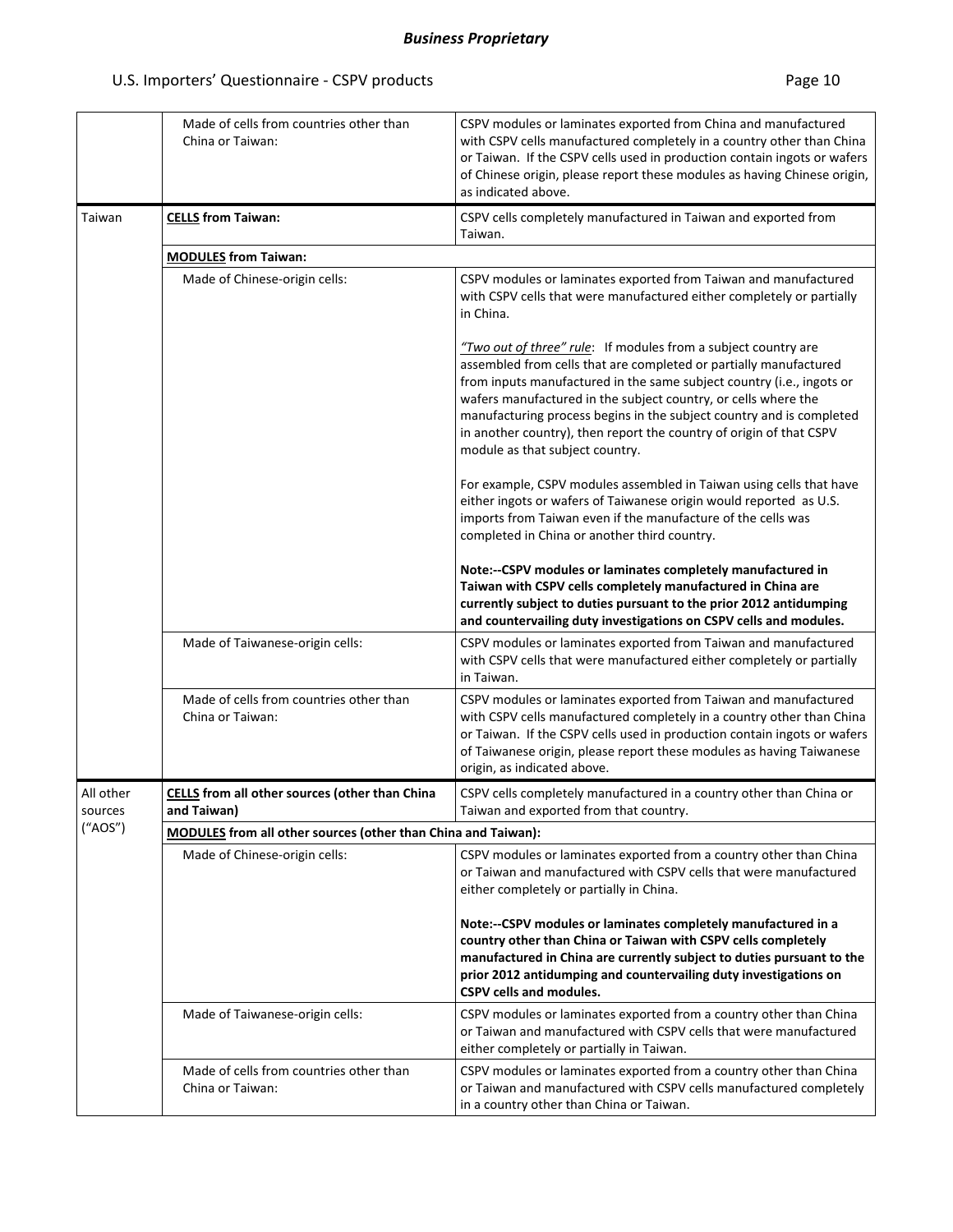| | | |
|---|---|---|
| | Made of cells from countries other than China or Taiwan: | CSPV modules or laminates exported from China and manufactured with CSPV cells manufactured completely in a country other than China or Taiwan. If the CSPV cells used in production contain ingots or wafers of Chinese origin, please report these modules as having Chinese origin, as indicated above. |
| Taiwan | **CELLS from Taiwan:** | CSPV cells completely manufactured in Taiwan and exported from Taiwan. |
| | **MODULES from Taiwan:** | |
| | Made of Chinese-origin cells: | CSPV modules or laminates exported from Taiwan and manufactured with CSPV cells that were manufactured either completely or partially in China.<br><br>*"Two out of three" rule*: If modules from a subject country are assembled from cells that are completed or partially manufactured from inputs manufactured in the same subject country (i.e., ingots or wafers manufactured in the subject country, or cells where the manufacturing process begins in the subject country and is completed in another country), then report the country of origin of that CSPV module as that subject country.<br><br>For example, CSPV modules assembled in Taiwan using cells that have either ingots or wafers of Taiwanese origin would reported as U.S. imports from Taiwan even if the manufacture of the cells was completed in China or another third country.<br><br>**Note:--CSPV modules or laminates completely manufactured in Taiwan with CSPV cells completely manufactured in China are currently subject to duties pursuant to the prior 2012 antidumping and countervailing duty investigations on CSPV cells and modules.** |
| | Made of Taiwanese-origin cells: | CSPV modules or laminates exported from Taiwan and manufactured with CSPV cells that were manufactured either completely or partially in Taiwan. |
| | Made of cells from countries other than China or Taiwan: | CSPV modules or laminates exported from Taiwan and manufactured with CSPV cells manufactured completely in a country other than China or Taiwan. If the CSPV cells used in production contain ingots or wafers of Taiwanese origin, please report these modules as having Taiwanese origin, as indicated above. |
| All other sources ("AOS") | **CELLS from all other sources (other than China and Taiwan)** | CSPV cells completely manufactured in a country other than China or Taiwan and exported from that country. |
| | **MODULES from all other sources (other than China and Taiwan):** | |
| | Made of Chinese-origin cells: | CSPV modules or laminates exported from a country other than China or Taiwan and manufactured with CSPV cells that were manufactured either completely or partially in China.<br><br>**Note:--CSPV modules or laminates completely manufactured in a country other than China or Taiwan with CSPV cells completely manufactured in China are currently subject to duties pursuant to the prior 2012 antidumping and countervailing duty investigations on CSPV cells and modules.** |
| | Made of Taiwanese-origin cells: | CSPV modules or laminates exported from a country other than China or Taiwan and manufactured with CSPV cells that were manufactured either completely or partially in Taiwan. |
| | Made of cells from countries other than China or Taiwan: | CSPV modules or laminates exported from a country other than China or Taiwan and manufactured with CSPV cells manufactured completely in a country other than China or Taiwan. |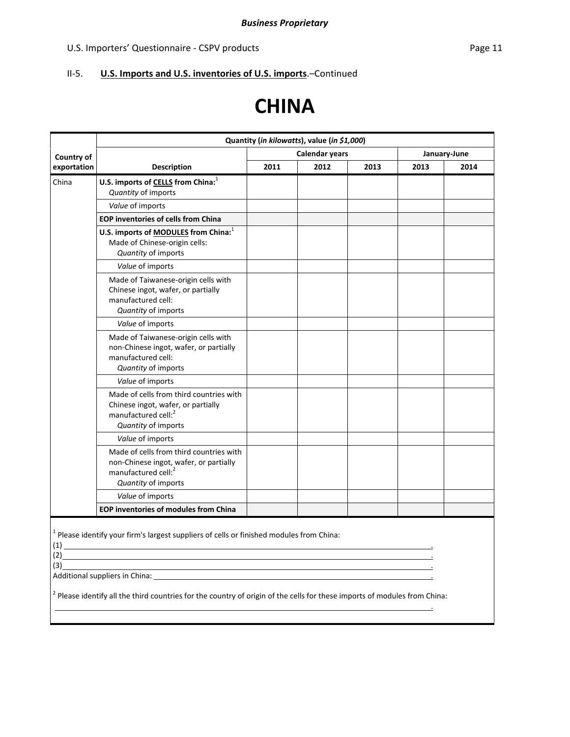*Business Proprietary*

U.S. Importers' Questionnaire - CSPV products

II-5. **U.S. Imports and U.S. inventories of U.S. imports**.–Continued

# CHINA

| Country of exportation | Description | Quantity (*in kilowatts*), value (*in $1,000*) | | | | |
|---|---|---|---|---|---|---|
| | | Calendar years | | | January-June | |
| | | 2011 | 2012 | 2013 | 2013 | 2014 |
| China | **U.S. imports of CELLS from China:**[1] *Quantity* of imports | | | | | |
| | *Value* of imports | | | | | |
| | **EOP inventories of cells from China** | | | | | |
| | **U.S. imports of MODULES from China:**[1] Made of Chinese-origin cells: *Quantity* of imports | | | | | |
| | *Value* of imports | | | | | |
| | Made of Taiwanese-origin cells with Chinese ingot, wafer, or partially manufactured cell: *Quantity* of imports | | | | | |
| | *Value* of imports | | | | | |
| | Made of Taiwanese-origin cells with non-Chinese ingot, wafer, or partially manufactured cell: *Quantity* of imports | | | | | |
| | *Value* of imports | | | | | |
| | Made of cells from third countries with Chinese ingot, wafer, or partially manufactured cell:[2] *Quantity* of imports | | | | | |
| | *Value* of imports | | | | | |
| | Made of cells from third countries with non-Chinese ingot, wafer, or partially manufactured cell:[2] *Quantity* of imports | | | | | |
| | *Value* of imports | | | | | |
| | **EOP inventories of modules from China** | | | | | |

[1] Please identify your firm's largest suppliers of cells or finished modules from China:

(1) ______________________________.

(2) ______________________________.

(3) ______________________________.

Additional suppliers in China: ______________________________.

[2] Please identify all the third countries for the country of origin of the cells for these imports of modules from China:

______________________________.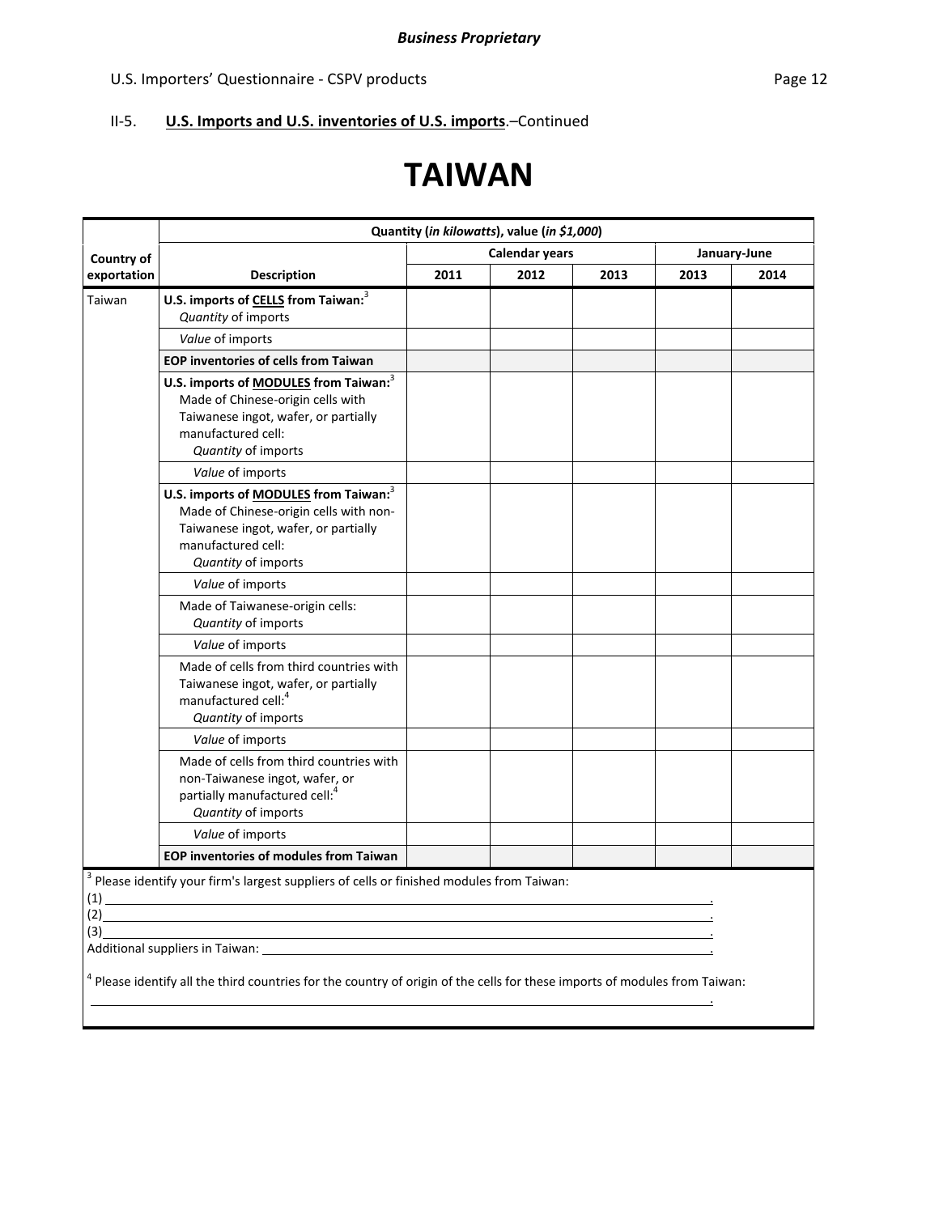II-5. **U.S. Imports and U.S. inventories of U.S. imports**.–Continued

# TAIWAN

| Country of exportation | Description | Quantity (*in kilowatts*), value (*in $1,000*) | | | | |
|---|---|---|---|---|---|---|
| | | Calendar years | | | January-June | |
| | | 2011 | 2012 | 2013 | 2013 | 2014 |
| Taiwan | **U.S. imports of CELLS from Taiwan:**[3] *Quantity* of imports | | | | | |
| | *Value* of imports | | | | | |
| | **EOP inventories of cells from Taiwan** | | | | | |
| | **U.S. imports of MODULES from Taiwan:**[3] Made of Chinese-origin cells with Taiwanese ingot, wafer, or partially manufactured cell: *Quantity* of imports | | | | | |
| | *Value* of imports | | | | | |
| | **U.S. imports of MODULES from Taiwan:**[3] Made of Chinese-origin cells with non-Taiwanese ingot, wafer, or partially manufactured cell: *Quantity* of imports | | | | | |
| | *Value* of imports | | | | | |
| | Made of Taiwanese-origin cells: *Quantity* of imports | | | | | |
| | *Value* of imports | | | | | |
| | Made of cells from third countries with Taiwanese ingot, wafer, or partially manufactured cell:[4] *Quantity* of imports | | | | | |
| | *Value* of imports | | | | | |
| | Made of cells from third countries with non-Taiwanese ingot, wafer, or partially manufactured cell:[4] *Quantity* of imports | | | | | |
| | *Value* of imports | | | | | |
| | **EOP inventories of modules from Taiwan** | | | | | |

[3] Please identify your firm's largest suppliers of cells or finished modules from Taiwan:

(1) ______________________________.

(2) ______________________________.

(3) ______________________________.

Additional suppliers in Taiwan: ______________________________.

[4] Please identify all the third countries for the country of origin of the cells for these imports of modules from Taiwan:

______________________________.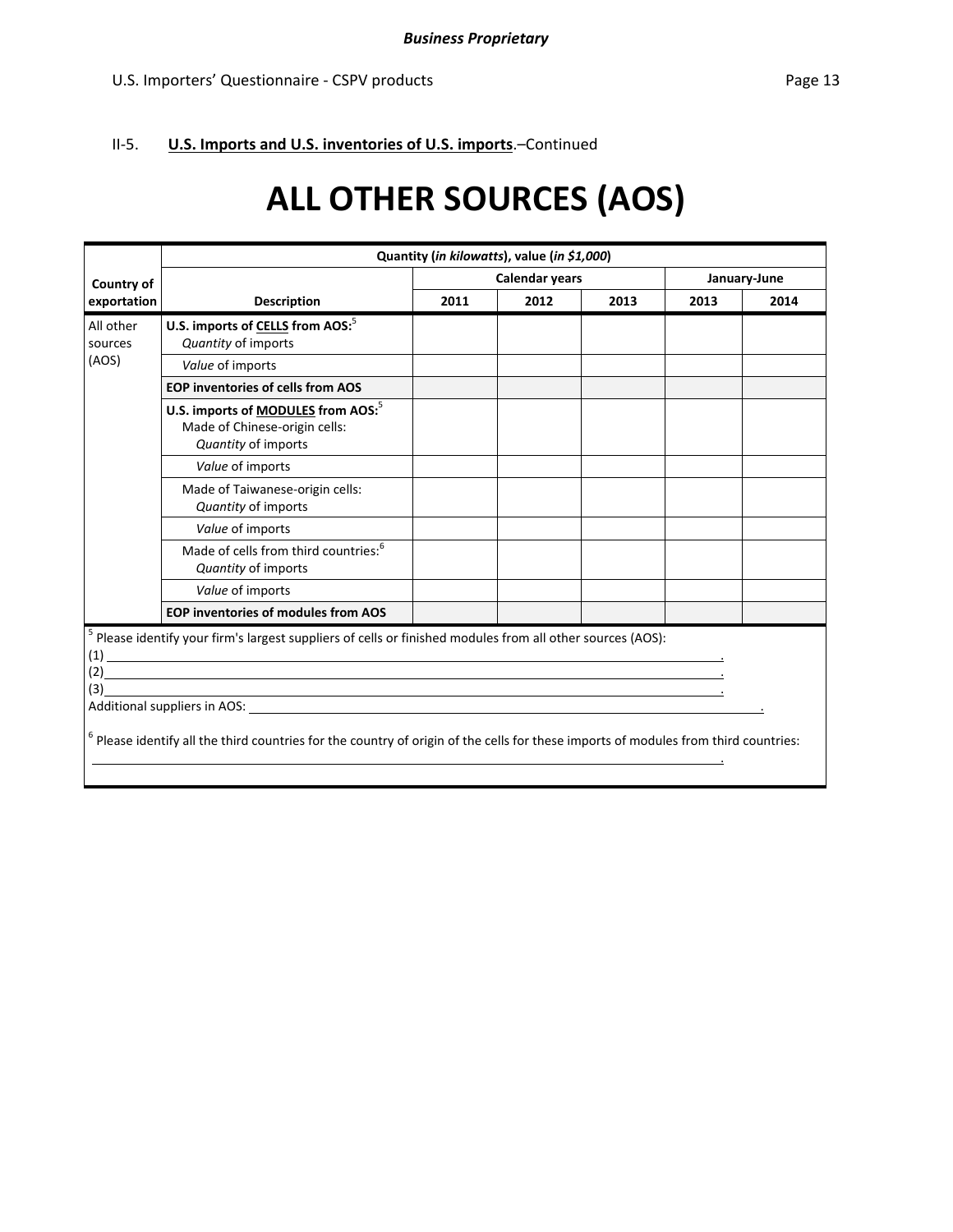II-5. **U.S. Imports and U.S. inventories of U.S. imports**.–Continued

# ALL OTHER SOURCES (AOS)

| Country of exportation | Description | Quantity (*in kilowatts*), value (*in $1,000*) | | | | |
|---|---|---|---|---|---|---|
| | | Calendar years | | | January-June | |
| | | 2011 | 2012 | 2013 | 2013 | 2014 |
| All other sources (AOS) | **U.S. imports of CELLS from AOS:**[5] *Quantity* of imports | | | | | |
| | *Value* of imports | | | | | |
| | **EOP inventories of cells from AOS** | | | | | |
| | **U.S. imports of MODULES from AOS:**[5] Made of Chinese-origin cells: *Quantity* of imports | | | | | |
| | *Value* of imports | | | | | |
| | Made of Taiwanese-origin cells: *Quantity* of imports | | | | | |
| | *Value* of imports | | | | | |
| | Made of cells from third countries:[6] *Quantity* of imports | | | | | |
| | *Value* of imports | | | | | |
| | **EOP inventories of modules from AOS** | | | | | |

[5] Please identify your firm's largest suppliers of cells or finished modules from all other sources (AOS):

(1) ______________________________.

(2) ______________________________.

(3) ______________________________.

Additional suppliers in AOS: ______________________________.

[6] Please identify all the third countries for the country of origin of the cells for these imports of modules from third countries:

______________________________.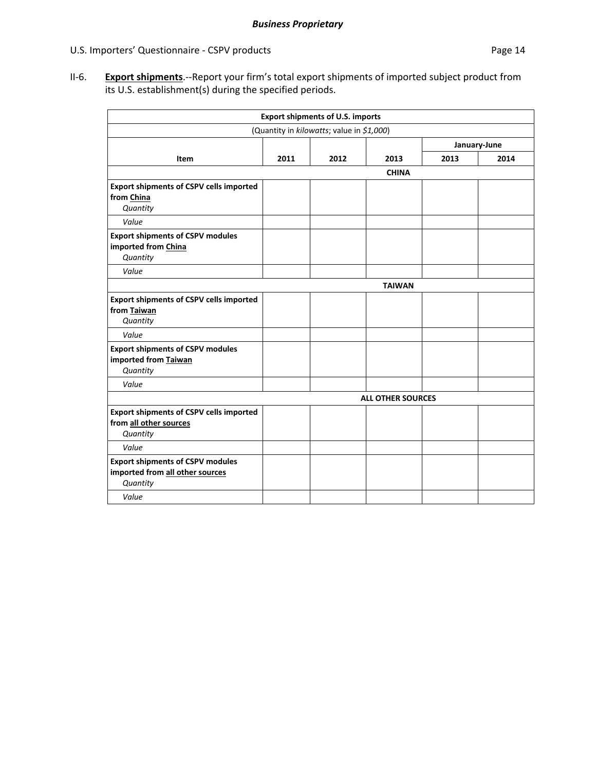**II-6.** **Export shipments**.--Report your firm's total export shipments of imported subject product from its U.S. establishment(s) during the specified periods.

| Export shipments of U.S. imports | | | | | |
|---|---|---|---|---|---|
| (Quantity in *kilowatts*; value in *$1,000*) | | | | | |
| | | | | January-June | |
| **Item** | **2011** | **2012** | **2013** | **2013** | **2014** |
| **CHINA** | | | | | |
| **Export shipments of CSPV cells imported from China** *Quantity* | | | | | |
| *Value* | | | | | |
| **Export shipments of CSPV modules imported from China** *Quantity* | | | | | |
| *Value* | | | | | |
| **TAIWAN** | | | | | |
| **Export shipments of CSPV cells imported from Taiwan** *Quantity* | | | | | |
| *Value* | | | | | |
| **Export shipments of CSPV modules imported from Taiwan** *Quantity* | | | | | |
| *Value* | | | | | |
| **ALL OTHER SOURCES** | | | | | |
| **Export shipments of CSPV cells imported from all other sources** *Quantity* | | | | | |
| *Value* | | | | | |
| **Export shipments of CSPV modules imported from all other sources** *Quantity* | | | | | |
| *Value* | | | | | |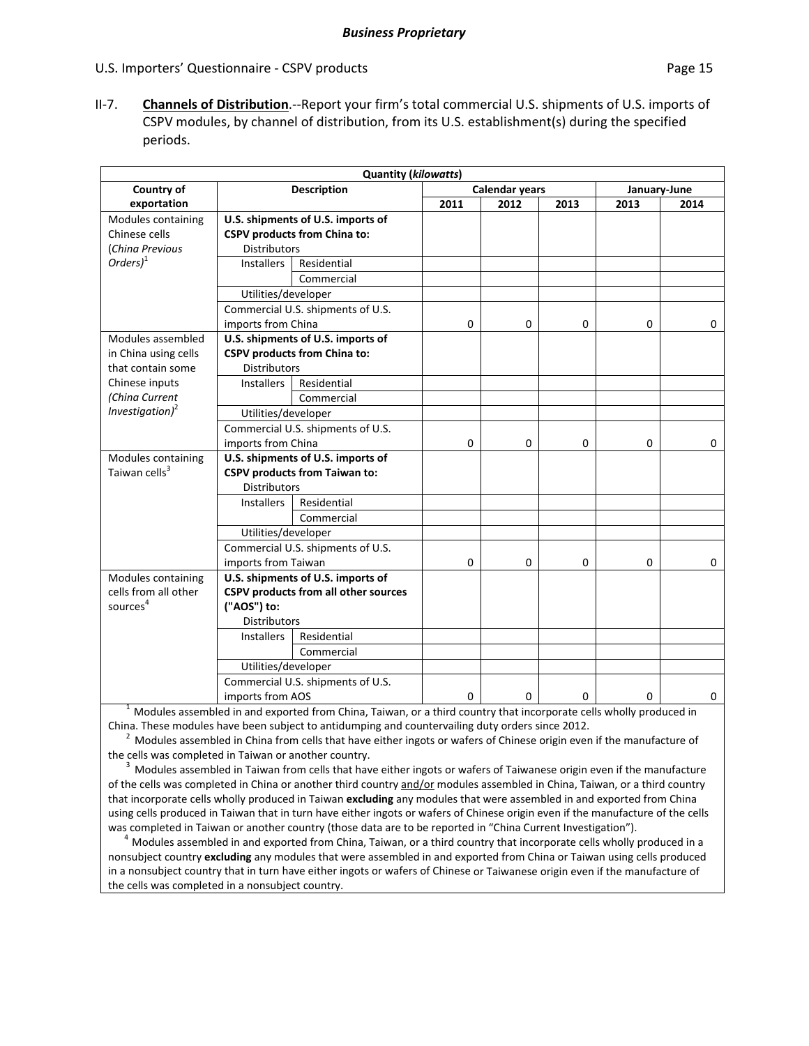**Business Proprietary**

II-7. **Channels of Distribution**.--Report your firm's total commercial U.S. shipments of U.S. imports of CSPV modules, by channel of distribution, from its U.S. establishment(s) during the specified periods.

| Quantity (*kilowatts*) | | | | | | | |
|---|---|---|---|---|---|---|---|
| Country of exportation | Description | | Calendar years | | | January-June | |
| | | | 2011 | 2012 | 2013 | 2013 | 2014 |
| Modules containing Chinese cells (*China Previous Orders*)[1] | **U.S. shipments of U.S. imports of CSPV products from China to:** | | | | | | |
| | Distributors | | | | | | |
| | Installers | Residential | | | | | |
| | | Commercial | | | | | |
| | Utilities/developer | | | | | | |
| | Commercial U.S. shipments of U.S. imports from China | | 0 | 0 | 0 | 0 | 0 |
| Modules assembled in China using cells that contain some Chinese inputs (*China Current Investigation*)[2] | **U.S. shipments of U.S. imports of CSPV products from China to:** | | | | | | |
| | Distributors | | | | | | |
| | Installers | Residential | | | | | |
| | | Commercial | | | | | |
| | Utilities/developer | | | | | | |
| | Commercial U.S. shipments of U.S. imports from China | | 0 | 0 | 0 | 0 | 0 |
| Modules containing Taiwan cells[3] | **U.S. shipments of U.S. imports of CSPV products from Taiwan to:** | | | | | | |
| | Distributors | | | | | | |
| | Installers | Residential | | | | | |
| | | Commercial | | | | | |
| | Utilities/developer | | | | | | |
| | Commercial U.S. shipments of U.S. imports from Taiwan | | 0 | 0 | 0 | 0 | 0 |
| Modules containing cells from all other sources[4] | **U.S. shipments of U.S. imports of CSPV products from all other sources ("AOS") to:** | | | | | | |
| | Distributors | | | | | | |
| | Installers | Residential | | | | | |
| | | Commercial | | | | | |
| | Utilities/developer | | | | | | |
| | Commercial U.S. shipments of U.S. imports from AOS | | 0 | 0 | 0 | 0 | 0 |

[1] Modules assembled in and exported from China, Taiwan, or a third country that incorporate cells wholly produced in China. These modules have been subject to antidumping and countervailing duty orders since 2012.

[2] Modules assembled in China from cells that have either ingots or wafers of Chinese origin even if the manufacture of the cells was completed in Taiwan or another country.

[3] Modules assembled in Taiwan from cells that have either ingots or wafers of Taiwanese origin even if the manufacture of the cells was completed in China or another third country and/or modules assembled in China, Taiwan, or a third country that incorporate cells wholly produced in Taiwan **excluding** any modules that were assembled in and exported from China using cells produced in Taiwan that in turn have either ingots or wafers of Chinese origin even if the manufacture of the cells was completed in Taiwan or another country (those data are to be reported in "China Current Investigation").

[4] Modules assembled in and exported from China, Taiwan, or a third country that incorporate cells wholly produced in a nonsubject country **excluding** any modules that were assembled in and exported from China or Taiwan using cells produced in a nonsubject country that in turn have either ingots or wafers of Chinese or Taiwanese origin even if the manufacture of the cells was completed in a nonsubject country.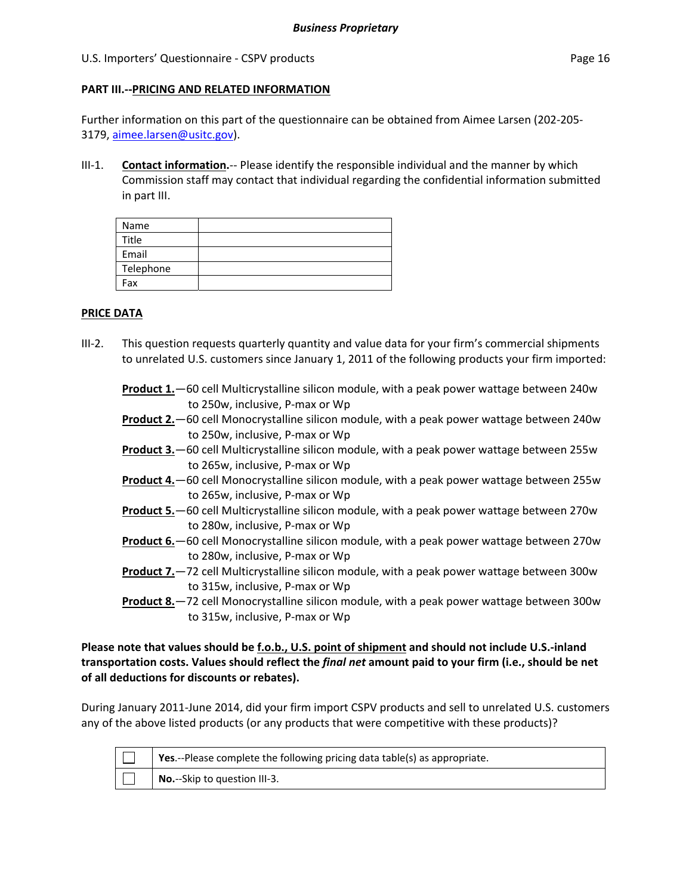## PART III.--PRICING AND RELATED INFORMATION

Further information on this part of the questionnaire can be obtained from Aimee Larsen (202-205-3179, aimee.larsen@usitc.gov).

III-1. **Contact information.**-- Please identify the responsible individual and the manner by which Commission staff may contact that individual regarding the confidential information submitted in part III.

| | |
|---|---|
| Name | |
| Title | |
| Email | |
| Telephone | |
| Fax | |

### PRICE DATA

III-2. This question requests quarterly quantity and value data for your firm's commercial shipments to unrelated U.S. customers since January 1, 2011 of the following products your firm imported:

**Product 1.**—60 cell Multicrystalline silicon module, with a peak power wattage between 240w to 250w, inclusive, P-max or Wp

**Product 2.**—60 cell Monocrystalline silicon module, with a peak power wattage between 240w to 250w, inclusive, P-max or Wp

**Product 3.**—60 cell Multicrystalline silicon module, with a peak power wattage between 255w to 265w, inclusive, P-max or Wp

**Product 4.**—60 cell Monocrystalline silicon module, with a peak power wattage between 255w to 265w, inclusive, P-max or Wp

**Product 5.**—60 cell Multicrystalline silicon module, with a peak power wattage between 270w to 280w, inclusive, P-max or Wp

**Product 6.**—60 cell Monocrystalline silicon module, with a peak power wattage between 270w to 280w, inclusive, P-max or Wp

**Product 7.**—72 cell Multicrystalline silicon module, with a peak power wattage between 300w to 315w, inclusive, P-max or Wp

**Product 8.**—72 cell Monocrystalline silicon module, with a peak power wattage between 300w to 315w, inclusive, P-max or Wp

**Please note that values should be f.o.b., U.S. point of shipment and should not include U.S.-inland transportation costs. Values should reflect the *final net* amount paid to your firm (i.e., should be net of all deductions for discounts or rebates).**

During January 2011-June 2014, did your firm import CSPV products and sell to unrelated U.S. customers any of the above listed products (or any products that were competitive with these products)?

| | |
|---|---|
| ☐ | **Yes**.--Please complete the following pricing data table(s) as appropriate. |
| ☐ | **No.**--Skip to question III-3. |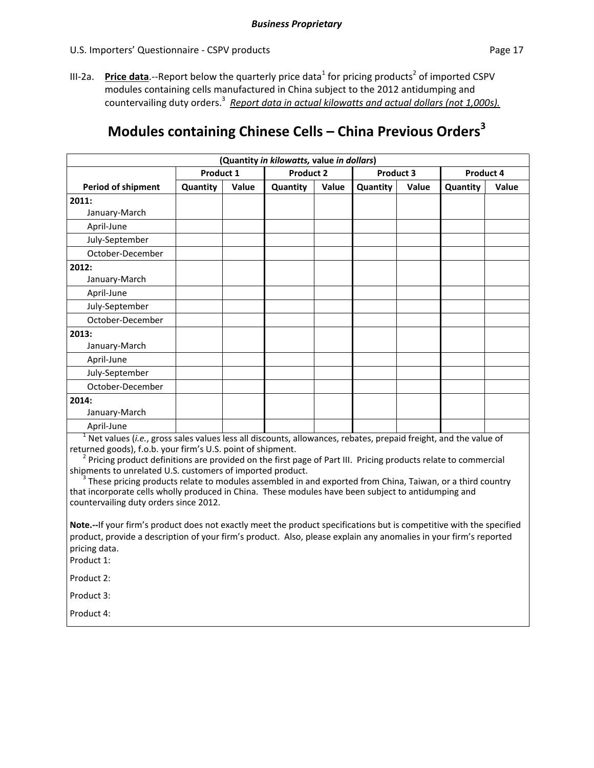III-2a. **Price data**.--Report below the quarterly price data[1] for pricing products[2] of imported CSPV modules containing cells manufactured in China subject to the 2012 antidumping and countervailing duty orders.[3] _Report data in actual kilowatts and actual dollars (not 1,000s)._

# Modules containing Chinese Cells – China Previous Orders[3]

| (Quantity *in kilowatts,* value *in dollars*) | | | | | | | | |
|---|---|---|---|---|---|---|---|---|
| | **Product 1** | | **Product 2** | | **Product 3** | | **Product 4** | |
| **Period of shipment** | **Quantity** | **Value** | **Quantity** | **Value** | **Quantity** | **Value** | **Quantity** | **Value** |
| **2011:** January-March | | | | | | | | |
| April-June | | | | | | | | |
| July-September | | | | | | | | |
| October-December | | | | | | | | |
| **2012:** January-March | | | | | | | | |
| April-June | | | | | | | | |
| July-September | | | | | | | | |
| October-December | | | | | | | | |
| **2013:** January-March | | | | | | | | |
| April-June | | | | | | | | |
| July-September | | | | | | | | |
| October-December | | | | | | | | |
| **2014:** January-March | | | | | | | | |
| April-June | | | | | | | | |

[1] Net values (*i.e.*, gross sales values less all discounts, allowances, rebates, prepaid freight, and the value of returned goods), f.o.b. your firm's U.S. point of shipment.

[2] Pricing product definitions are provided on the first page of Part III. Pricing products relate to commercial shipments to unrelated U.S. customers of imported product.

[3] These pricing products relate to modules assembled in and exported from China, Taiwan, or a third country that incorporate cells wholly produced in China. These modules have been subject to antidumping and countervailing duty orders since 2012.

**Note.--**If your firm's product does not exactly meet the product specifications but is competitive with the specified product, provide a description of your firm's product. Also, please explain any anomalies in your firm's reported pricing data.

Product 1:

Product 2:

Product 3:

Product 4: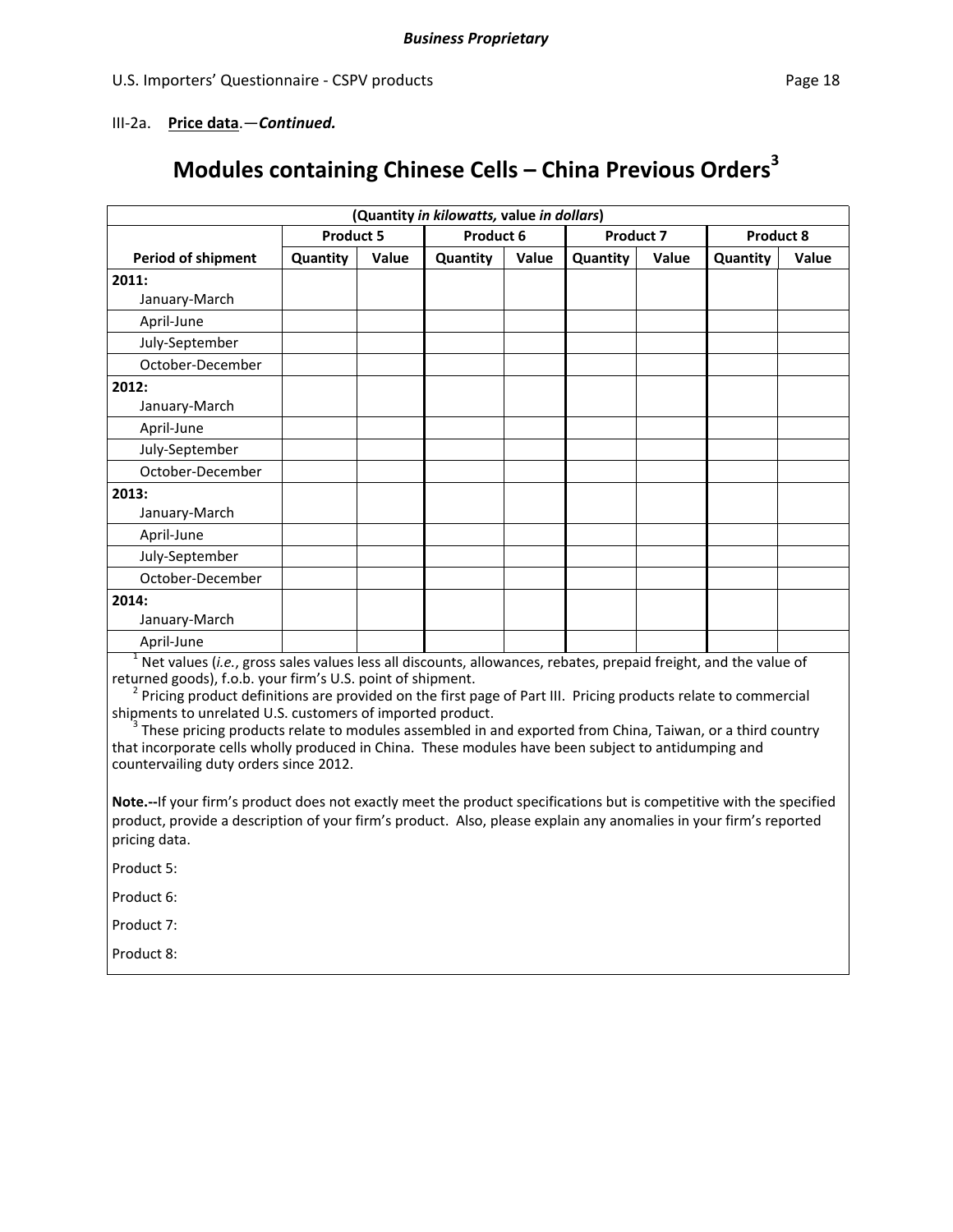III-2a. **Price data**.—***Continued.***

## Modules containing Chinese Cells – China Previous Orders[3]

| (Quantity *in kilowatts,* value *in dollars*) | | | | | | | | |
|---|---|---|---|---|---|---|---|---|
| | Product 5 | | Product 6 | | Product 7 | | Product 8 | |
| **Period of shipment** | **Quantity** | **Value** | **Quantity** | **Value** | **Quantity** | **Value** | **Quantity** | **Value** |
| **2011:** January-March | | | | | | | | |
| April-June | | | | | | | | |
| July-September | | | | | | | | |
| October-December | | | | | | | | |
| **2012:** January-March | | | | | | | | |
| April-June | | | | | | | | |
| July-September | | | | | | | | |
| October-December | | | | | | | | |
| **2013:** January-March | | | | | | | | |
| April-June | | | | | | | | |
| July-September | | | | | | | | |
| October-December | | | | | | | | |
| **2014:** January-March | | | | | | | | |
| April-June | | | | | | | | |

[1] Net values (*i.e.*, gross sales values less all discounts, allowances, rebates, prepaid freight, and the value of returned goods), f.o.b. your firm's U.S. point of shipment.

[2] Pricing product definitions are provided on the first page of Part III. Pricing products relate to commercial shipments to unrelated U.S. customers of imported product.

[3] These pricing products relate to modules assembled in and exported from China, Taiwan, or a third country that incorporate cells wholly produced in China. These modules have been subject to antidumping and countervailing duty orders since 2012.

**Note.--**If your firm's product does not exactly meet the product specifications but is competitive with the specified product, provide a description of your firm's product. Also, please explain any anomalies in your firm's reported pricing data.

Product 5:

Product 6:

Product 7:

Product 8: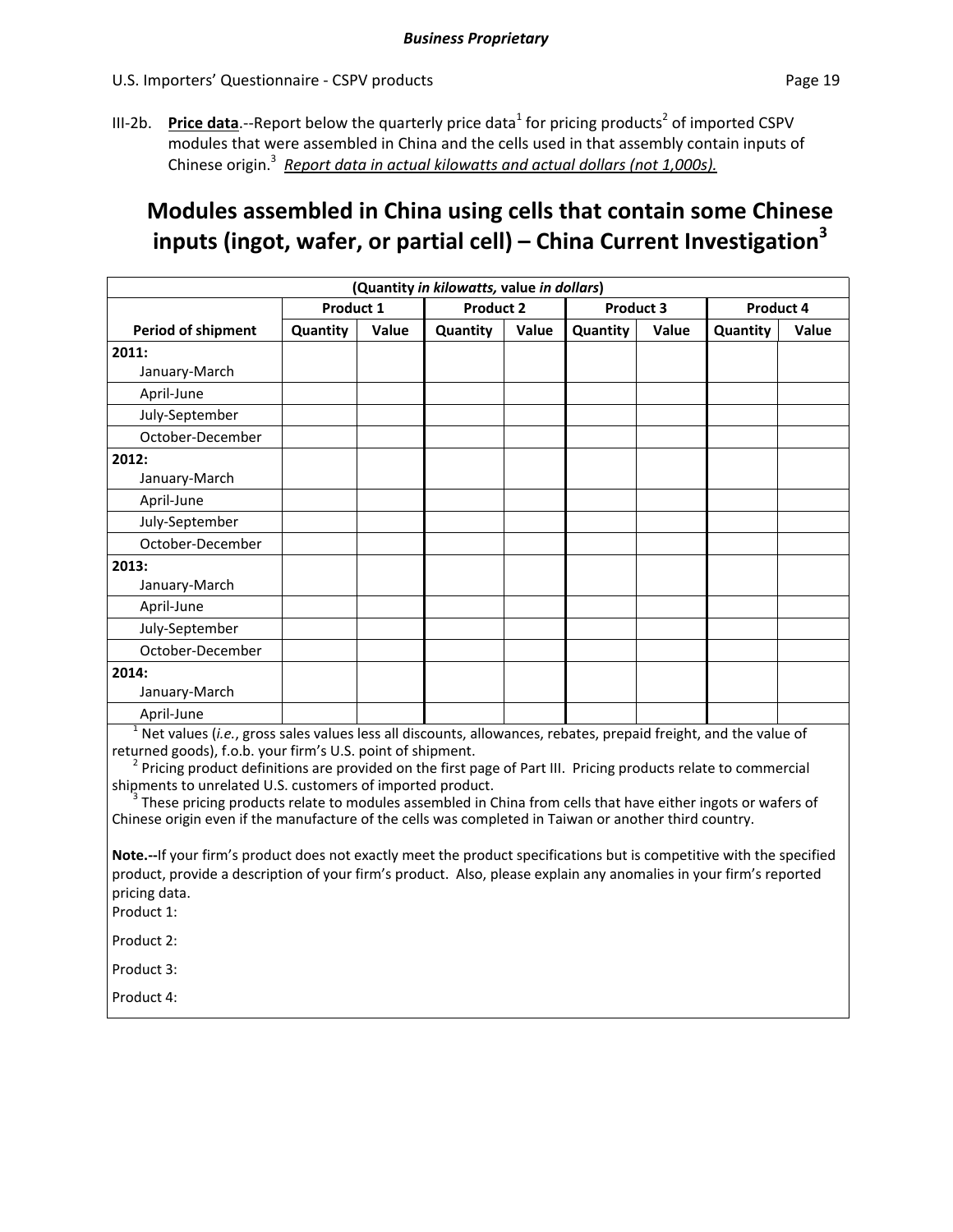III-2b. **Price data**.--Report below the quarterly price data[1] for pricing products[2] of imported CSPV modules that were assembled in China and the cells used in that assembly contain inputs of Chinese origin.[3] ***Report data in actual kilowatts and actual dollars (not 1,000s).***

## Modules assembled in China using cells that contain some Chinese inputs (ingot, wafer, or partial cell) – China Current Investigation[3]

| (Quantity *in kilowatts,* value *in dollars*) | | | | | | | | |
|---|---|---|---|---|---|---|---|---|
| | **Product 1** | | **Product 2** | | **Product 3** | | **Product 4** | |
| **Period of shipment** | **Quantity** | **Value** | **Quantity** | **Value** | **Quantity** | **Value** | **Quantity** | **Value** |
| **2011:** January-March | | | | | | | | |
| April-June | | | | | | | | |
| July-September | | | | | | | | |
| October-December | | | | | | | | |
| **2012:** January-March | | | | | | | | |
| April-June | | | | | | | | |
| July-September | | | | | | | | |
| October-December | | | | | | | | |
| **2013:** January-March | | | | | | | | |
| April-June | | | | | | | | |
| July-September | | | | | | | | |
| October-December | | | | | | | | |
| **2014:** January-March | | | | | | | | |
| April-June | | | | | | | | |

[1] Net values (*i.e.*, gross sales values less all discounts, allowances, rebates, prepaid freight, and the value of returned goods), f.o.b. your firm's U.S. point of shipment.

[2] Pricing product definitions are provided on the first page of Part III. Pricing products relate to commercial shipments to unrelated U.S. customers of imported product.

[3] These pricing products relate to modules assembled in China from cells that have either ingots or wafers of Chinese origin even if the manufacture of the cells was completed in Taiwan or another third country.

**Note.--**If your firm's product does not exactly meet the product specifications but is competitive with the specified product, provide a description of your firm's product. Also, please explain any anomalies in your firm's reported pricing data.

Product 1:

Product 2:

Product 3:

Product 4: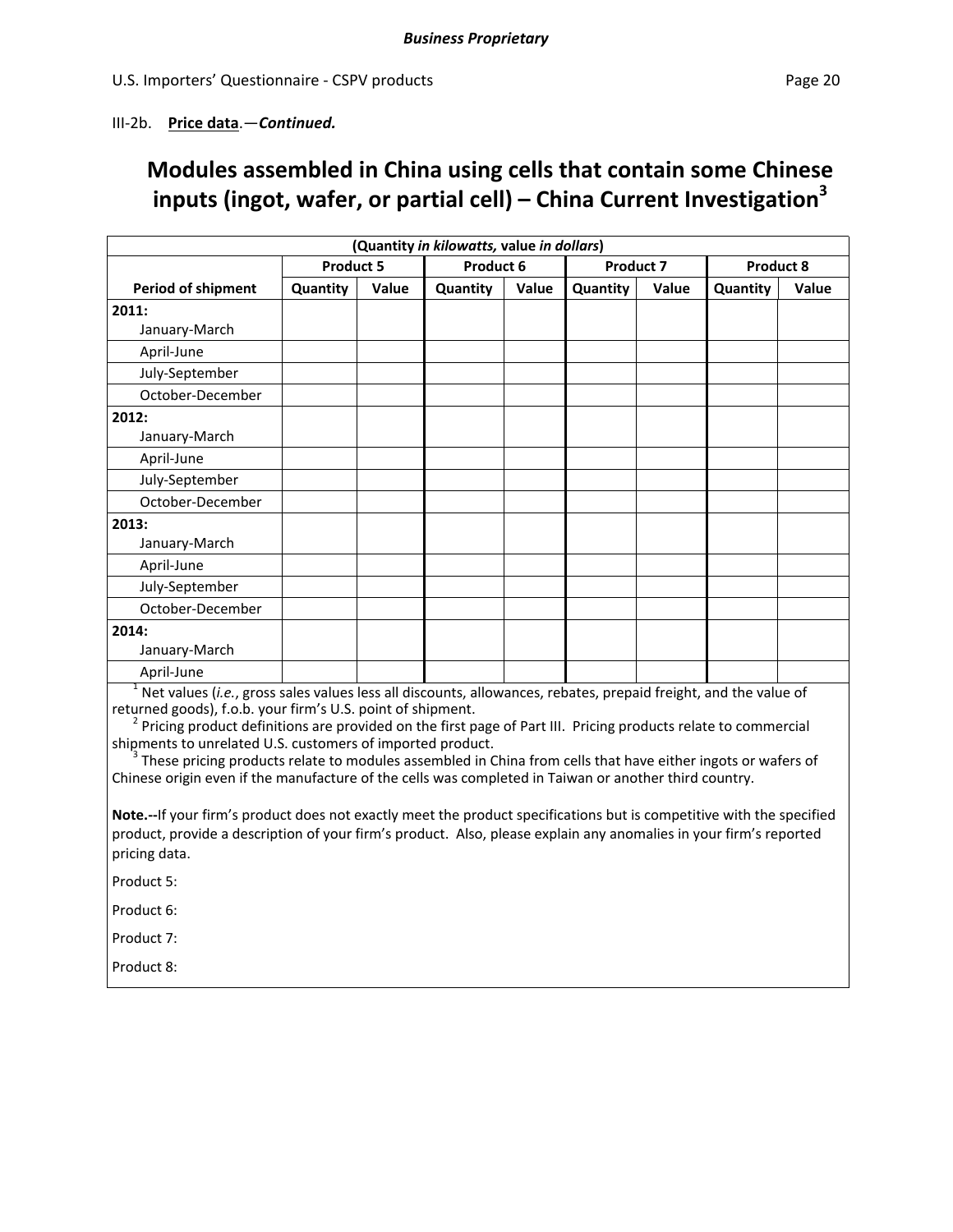III-2b. **Price data**.—***Continued.***

## Modules assembled in China using cells that contain some Chinese inputs (ingot, wafer, or partial cell) – China Current Investigation[3]

| (Quantity *in kilowatts,* value *in dollars*) | | | | | | | | |
|---|---|---|---|---|---|---|---|---|
| | Product 5 | | Product 6 | | Product 7 | | Product 8 | |
| Period of shipment | Quantity | Value | Quantity | Value | Quantity | Value | Quantity | Value |
| **2011:** January-March | | | | | | | | |
| April-June | | | | | | | | |
| July-September | | | | | | | | |
| October-December | | | | | | | | |
| **2012:** January-March | | | | | | | | |
| April-June | | | | | | | | |
| July-September | | | | | | | | |
| October-December | | | | | | | | |
| **2013:** January-March | | | | | | | | |
| April-June | | | | | | | | |
| July-September | | | | | | | | |
| October-December | | | | | | | | |
| **2014:** January-March | | | | | | | | |
| April-June | | | | | | | | |

[1] Net values (*i.e.*, gross sales values less all discounts, allowances, rebates, prepaid freight, and the value of returned goods), f.o.b. your firm's U.S. point of shipment.

[2] Pricing product definitions are provided on the first page of Part III. Pricing products relate to commercial shipments to unrelated U.S. customers of imported product.

[3] These pricing products relate to modules assembled in China from cells that have either ingots or wafers of Chinese origin even if the manufacture of the cells was completed in Taiwan or another third country.

**Note.--**If your firm's product does not exactly meet the product specifications but is competitive with the specified product, provide a description of your firm's product. Also, please explain any anomalies in your firm's reported pricing data.

Product 5:

Product 6:

Product 7:

Product 8: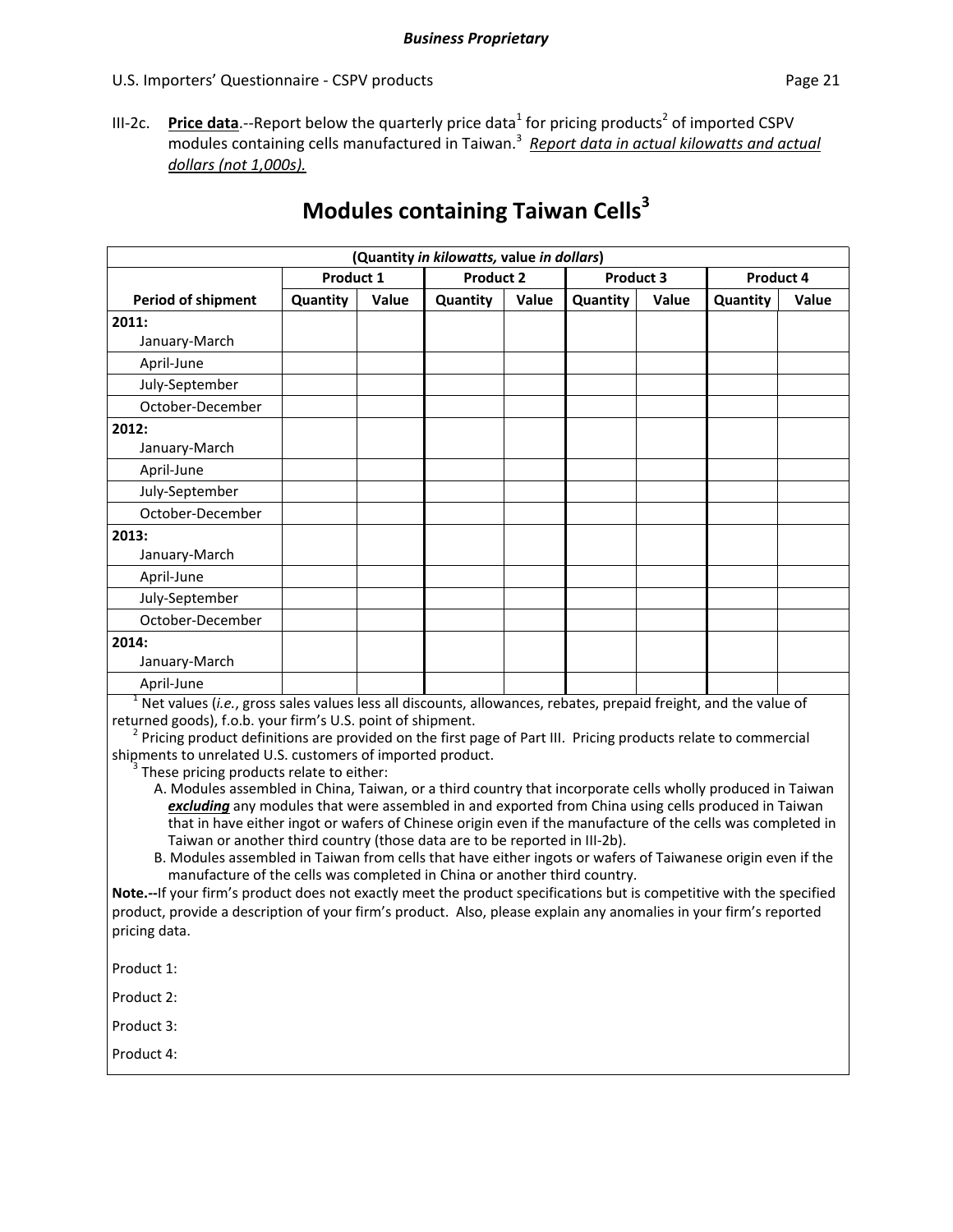III-2c. **Price data**.--Report below the quarterly price data[1] for pricing products[2] of imported CSPV modules containing cells manufactured in Taiwan.[3] *Report data in actual kilowatts and actual dollars (not 1,000s).*

# Modules containing Taiwan Cells[3]

| (Quantity *in kilowatts,* value *in dollars*) | | | | | | | | |
|---|---|---|---|---|---|---|---|---|
| | **Product 1** | | **Product 2** | | **Product 3** | | **Product 4** | |
| **Period of shipment** | **Quantity** | **Value** | **Quantity** | **Value** | **Quantity** | **Value** | **Quantity** | **Value** |
| **2011:** January-March | | | | | | | | |
| April-June | | | | | | | | |
| July-September | | | | | | | | |
| October-December | | | | | | | | |
| **2012:** January-March | | | | | | | | |
| April-June | | | | | | | | |
| July-September | | | | | | | | |
| October-December | | | | | | | | |
| **2013:** January-March | | | | | | | | |
| April-June | | | | | | | | |
| July-September | | | | | | | | |
| October-December | | | | | | | | |
| **2014:** January-March | | | | | | | | |
| April-June | | | | | | | | |

[1] Net values (*i.e.*, gross sales values less all discounts, allowances, rebates, prepaid freight, and the value of returned goods), f.o.b. your firm's U.S. point of shipment.

[2] Pricing product definitions are provided on the first page of Part III. Pricing products relate to commercial shipments to unrelated U.S. customers of imported product.

[3] These pricing products relate to either:

A. Modules assembled in China, Taiwan, or a third country that incorporate cells wholly produced in Taiwan ***excluding*** any modules that were assembled in and exported from China using cells produced in Taiwan that in have either ingot or wafers of Chinese origin even if the manufacture of the cells was completed in Taiwan or another third country (those data are to be reported in III-2b).

B. Modules assembled in Taiwan from cells that have either ingots or wafers of Taiwanese origin even if the manufacture of the cells was completed in China or another third country.

**Note.--**If your firm's product does not exactly meet the product specifications but is competitive with the specified product, provide a description of your firm's product. Also, please explain any anomalies in your firm's reported pricing data.

Product 1:

Product 2:

Product 3:

Product 4: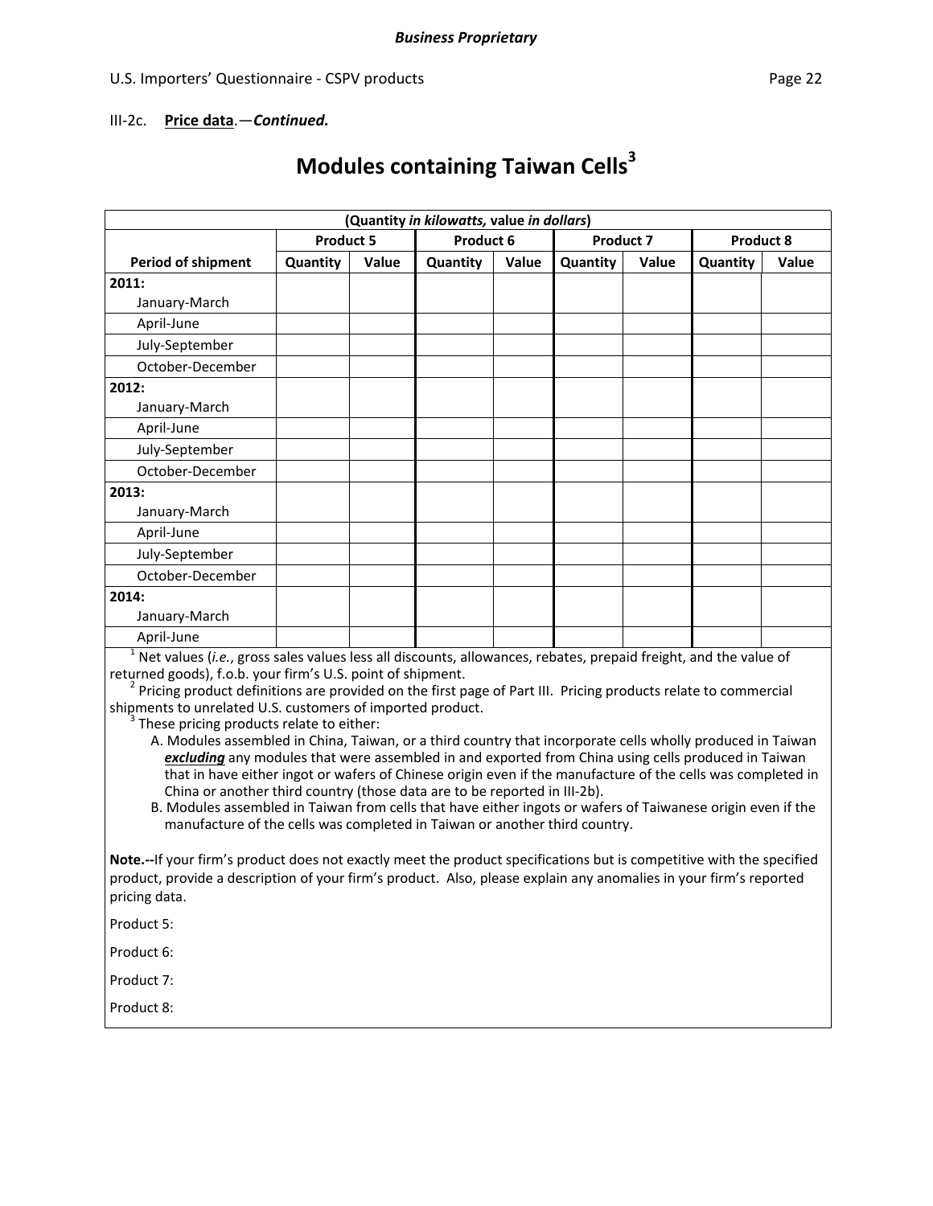**Business Proprietary**

III-2c. **Price data**.—***Continued.***

# Modules containing Taiwan Cells[3]

| (Quantity *in kilowatts,* value *in dollars*) | | | | | | | | |
|---|---|---|---|---|---|---|---|---|
| | Product 5 | | Product 6 | | Product 7 | | Product 8 | |
| Period of shipment | Quantity | Value | Quantity | Value | Quantity | Value | Quantity | Value |
| **2011:** January-March | | | | | | | | |
| April-June | | | | | | | | |
| July-September | | | | | | | | |
| October-December | | | | | | | | |
| **2012:** January-March | | | | | | | | |
| April-June | | | | | | | | |
| July-September | | | | | | | | |
| October-December | | | | | | | | |
| **2013:** January-March | | | | | | | | |
| April-June | | | | | | | | |
| July-September | | | | | | | | |
| October-December | | | | | | | | |
| **2014:** January-March | | | | | | | | |
| April-June | | | | | | | | |

[1] Net values (*i.e.*, gross sales values less all discounts, allowances, rebates, prepaid freight, and the value of returned goods), f.o.b. your firm's U.S. point of shipment.

[2] Pricing product definitions are provided on the first page of Part III. Pricing products relate to commercial shipments to unrelated U.S. customers of imported product.

[3] These pricing products relate to either:

A. Modules assembled in China, Taiwan, or a third country that incorporate cells wholly produced in Taiwan ***excluding*** any modules that were assembled in and exported from China using cells produced in Taiwan that in have either ingot or wafers of Chinese origin even if the manufacture of the cells was completed in China or another third country (those data are to be reported in III-2b).

B. Modules assembled in Taiwan from cells that have either ingots or wafers of Taiwanese origin even if the manufacture of the cells was completed in Taiwan or another third country.

**Note.--**If your firm's product does not exactly meet the product specifications but is competitive with the specified product, provide a description of your firm's product. Also, please explain any anomalies in your firm's reported pricing data.

Product 5:

Product 6:

Product 7:

Product 8: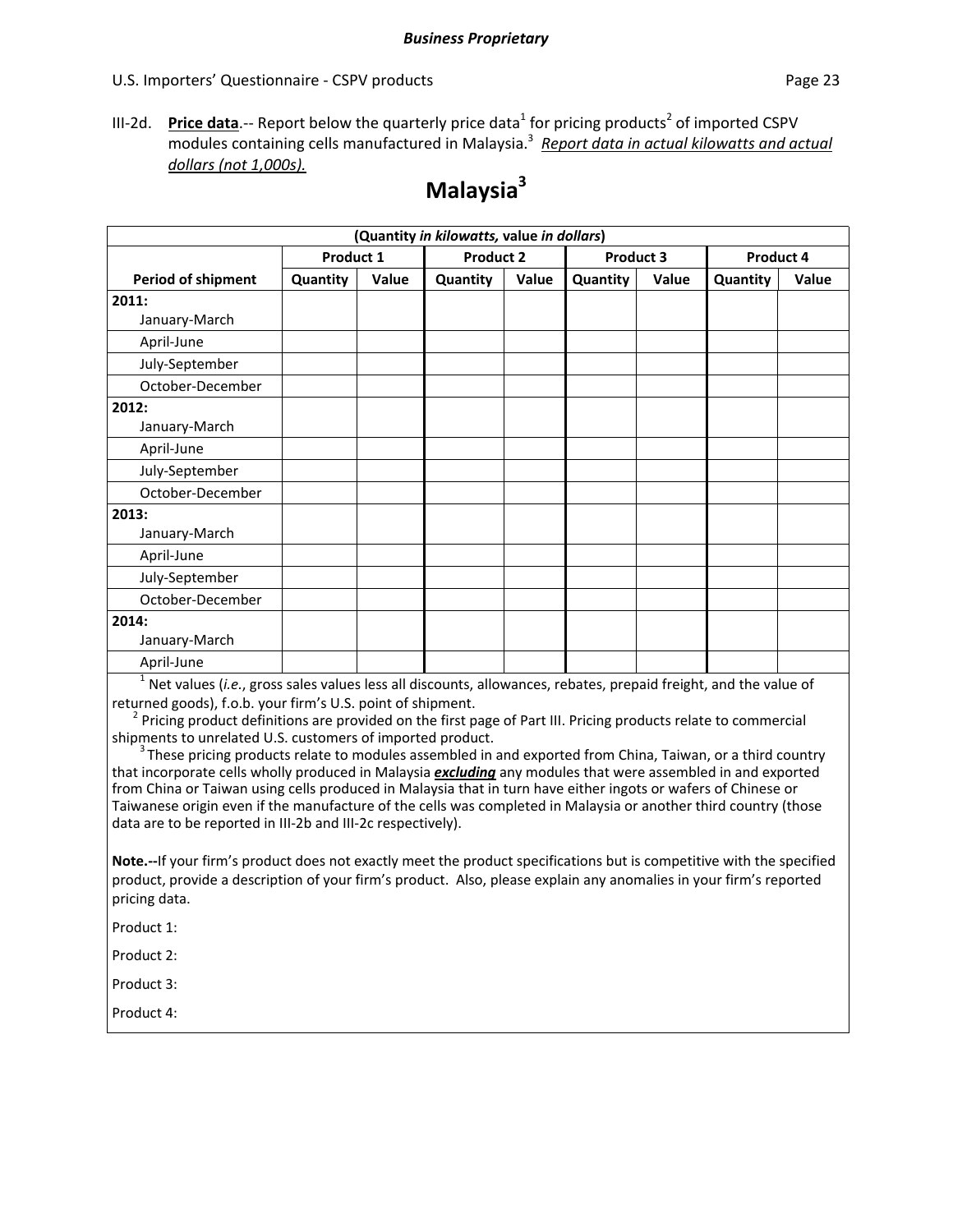III-2d. **Price data**.-- Report below the quarterly price data[1] for pricing products[2] of imported CSPV modules containing cells manufactured in Malaysia.[3] ***Report data in actual kilowatts and actual dollars (not 1,000s).***

# Malaysia[3]

| (Quantity *in kilowatts,* value *in dollars*) | | | | | | | | |
|---|---|---|---|---|---|---|---|---|
| | **Product 1** | | **Product 2** | | **Product 3** | | **Product 4** | |
| **Period of shipment** | **Quantity** | **Value** | **Quantity** | **Value** | **Quantity** | **Value** | **Quantity** | **Value** |
| **2011:** January-March | | | | | | | | |
| April-June | | | | | | | | |
| July-September | | | | | | | | |
| October-December | | | | | | | | |
| **2012:** January-March | | | | | | | | |
| April-June | | | | | | | | |
| July-September | | | | | | | | |
| October-December | | | | | | | | |
| **2013:** January-March | | | | | | | | |
| April-June | | | | | | | | |
| July-September | | | | | | | | |
| October-December | | | | | | | | |
| **2014:** January-March | | | | | | | | |
| April-June | | | | | | | | |

[1] Net values (*i.e.*, gross sales values less all discounts, allowances, rebates, prepaid freight, and the value of returned goods), f.o.b. your firm's U.S. point of shipment.

[2] Pricing product definitions are provided on the first page of Part III. Pricing products relate to commercial shipments to unrelated U.S. customers of imported product.

[3] These pricing products relate to modules assembled in and exported from China, Taiwan, or a third country that incorporate cells wholly produced in Malaysia ***excluding*** any modules that were assembled in and exported from China or Taiwan using cells produced in Malaysia that in turn have either ingots or wafers of Chinese or Taiwanese origin even if the manufacture of the cells was completed in Malaysia or another third country (those data are to be reported in III-2b and III-2c respectively).

**Note.--**If your firm's product does not exactly meet the product specifications but is competitive with the specified product, provide a description of your firm's product. Also, please explain any anomalies in your firm's reported pricing data.

Product 1:

Product 2:

Product 3:

Product 4: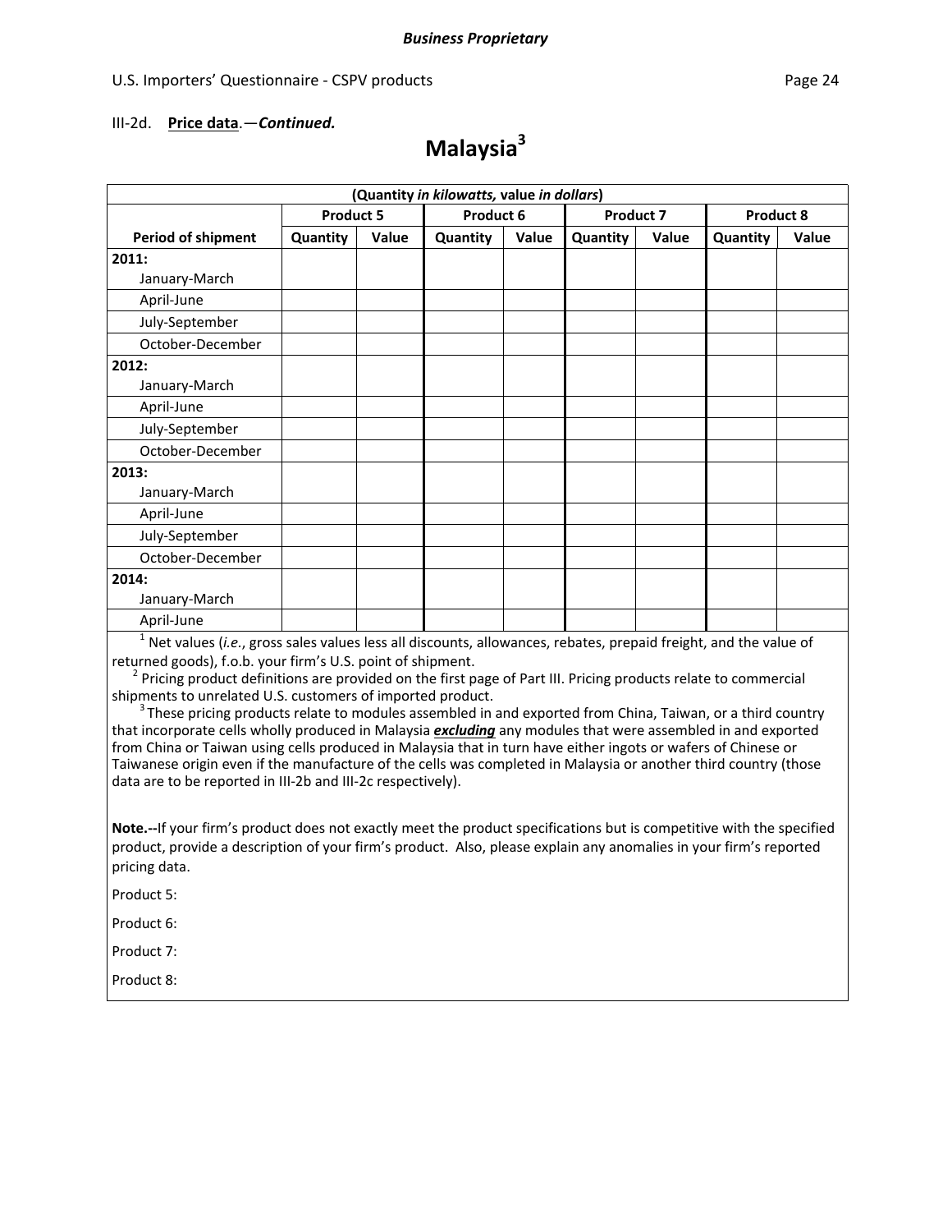**Business Proprietary**

III-2d. **Price data**.—***Continued.***

## Malaysia[3]

| (Quantity *in kilowatts,* value *in dollars*) | | | | | | | | |
|---|---|---|---|---|---|---|---|---|
| | Product 5 | | Product 6 | | Product 7 | | Product 8 | |
| **Period of shipment** | **Quantity** | **Value** | **Quantity** | **Value** | **Quantity** | **Value** | **Quantity** | **Value** |
| **2011:** January-March | | | | | | | | |
| April-June | | | | | | | | |
| July-September | | | | | | | | |
| October-December | | | | | | | | |
| **2012:** January-March | | | | | | | | |
| April-June | | | | | | | | |
| July-September | | | | | | | | |
| October-December | | | | | | | | |
| **2013:** January-March | | | | | | | | |
| April-June | | | | | | | | |
| July-September | | | | | | | | |
| October-December | | | | | | | | |
| **2014:** January-March | | | | | | | | |
| April-June | | | | | | | | |

[1] Net values (*i.e.*, gross sales values less all discounts, allowances, rebates, prepaid freight, and the value of returned goods), f.o.b. your firm's U.S. point of shipment.

[2] Pricing product definitions are provided on the first page of Part III. Pricing products relate to commercial shipments to unrelated U.S. customers of imported product.

[3] These pricing products relate to modules assembled in and exported from China, Taiwan, or a third country that incorporate cells wholly produced in Malaysia ***excluding*** any modules that were assembled in and exported from China or Taiwan using cells produced in Malaysia that in turn have either ingots or wafers of Chinese or Taiwanese origin even if the manufacture of the cells was completed in Malaysia or another third country (those data are to be reported in III-2b and III-2c respectively).

**Note.--**If your firm's product does not exactly meet the product specifications but is competitive with the specified product, provide a description of your firm's product. Also, please explain any anomalies in your firm's reported pricing data.

Product 5:

Product 6:

Product 7:

Product 8: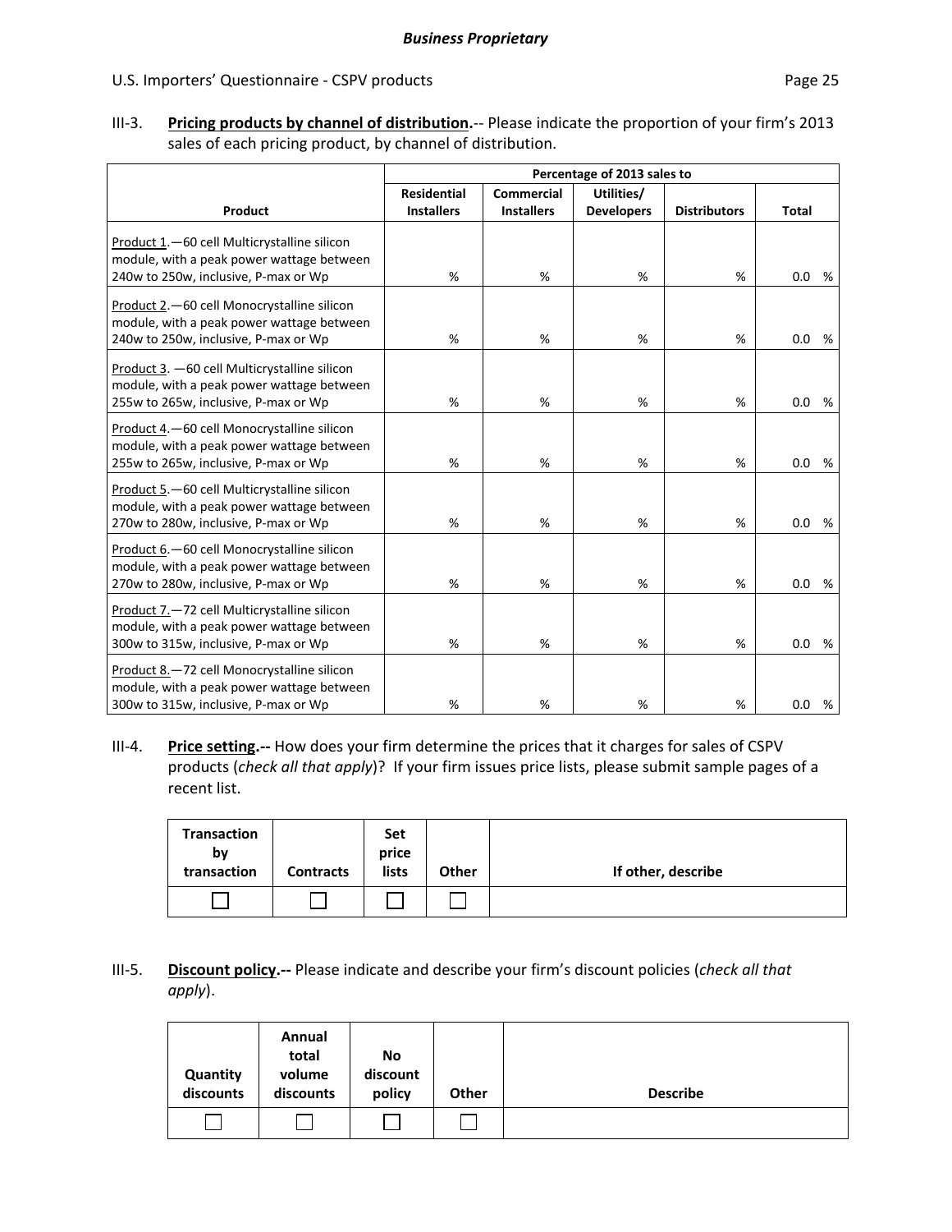**III-3. Pricing products by channel of distribution.**-- Please indicate the proportion of your firm's 2013 sales of each pricing product, by channel of distribution.

| | Percentage of 2013 sales to | | | | |
|---|---|---|---|---|---|
| **Product** | **Residential Installers** | **Commercial Installers** | **Utilities/ Developers** | **Distributors** | **Total** |
| Product 1.—60 cell Multicrystalline silicon module, with a peak power wattage between 240w to 250w, inclusive, P-max or Wp | % | % | % | % | 0.0 % |
| Product 2.—60 cell Monocrystalline silicon module, with a peak power wattage between 240w to 250w, inclusive, P-max or Wp | % | % | % | % | 0.0 % |
| Product 3. —60 cell Multicrystalline silicon module, with a peak power wattage between 255w to 265w, inclusive, P-max or Wp | % | % | % | % | 0.0 % |
| Product 4.—60 cell Monocrystalline silicon module, with a peak power wattage between 255w to 265w, inclusive, P-max or Wp | % | % | % | % | 0.0 % |
| Product 5.—60 cell Multicrystalline silicon module, with a peak power wattage between 270w to 280w, inclusive, P-max or Wp | % | % | % | % | 0.0 % |
| Product 6.—60 cell Monocrystalline silicon module, with a peak power wattage between 270w to 280w, inclusive, P-max or Wp | % | % | % | % | 0.0 % |
| Product 7.—72 cell Multicrystalline silicon module, with a peak power wattage between 300w to 315w, inclusive, P-max or Wp | % | % | % | % | 0.0 % |
| Product 8.—72 cell Monocrystalline silicon module, with a peak power wattage between 300w to 315w, inclusive, P-max or Wp | % | % | % | % | 0.0 % |

**III-4. Price setting.--** How does your firm determine the prices that it charges for sales of CSPV products (*check all that apply*)? If your firm issues price lists, please submit sample pages of a recent list.

| Transaction by transaction | Contracts | Set price lists | Other | If other, describe |
|---|---|---|---|---|
| ☐ | ☐ | ☐ | ☐ | |

**III-5. Discount policy.--** Please indicate and describe your firm's discount policies (*check all that apply*).

| Quantity discounts | Annual total volume discounts | No discount policy | Other | Describe |
|---|---|---|---|---|
| ☐ | ☐ | ☐ | ☐ | |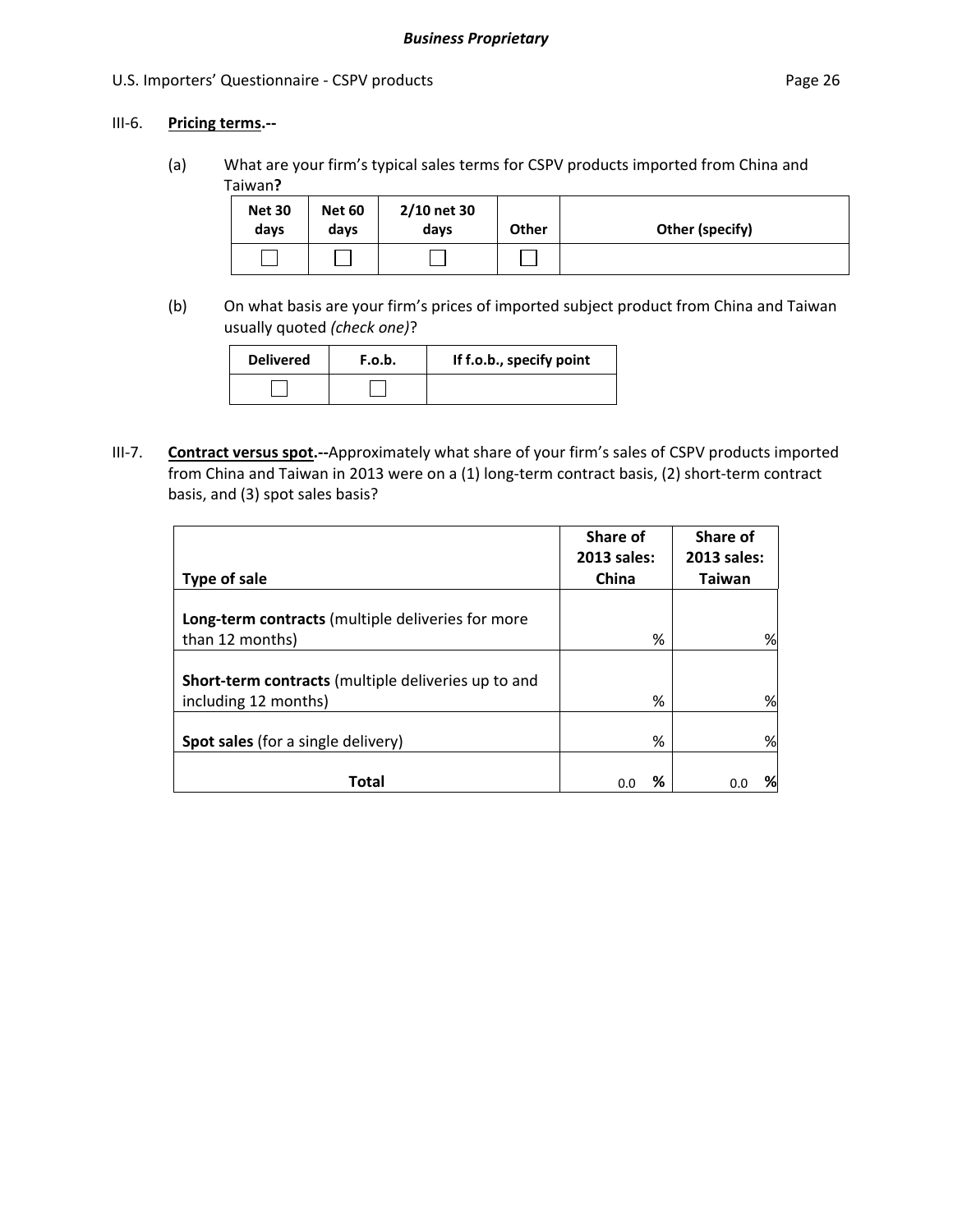III-6. **Pricing terms.--**

(a) What are your firm's typical sales terms for CSPV products imported from China and Taiwan**?**

| Net 30 days | Net 60 days | 2/10 net 30 days | Other | Other (specify) |
|---|---|---|---|---|
| ☐ | ☐ | ☐ | ☐ | |

(b) On what basis are your firm's prices of imported subject product from China and Taiwan usually quoted *(check one)*?

| Delivered | F.o.b. | If f.o.b., specify point |
|---|---|---|
| ☐ | ☐ | |

III-7. **Contract versus spot.--**Approximately what share of your firm's sales of CSPV products imported from China and Taiwan in 2013 were on a (1) long-term contract basis, (2) short-term contract basis, and (3) spot sales basis?

| Type of sale | Share of 2013 sales: China | Share of 2013 sales: Taiwan |
|---|---|---|
| **Long-term contracts** (multiple deliveries for more than 12 months) | % | % |
| **Short-term contracts** (multiple deliveries up to and including 12 months) | % | % |
| **Spot sales** (for a single delivery) | % | % |
| **Total** | 0.0 **%** | 0.0 **%** |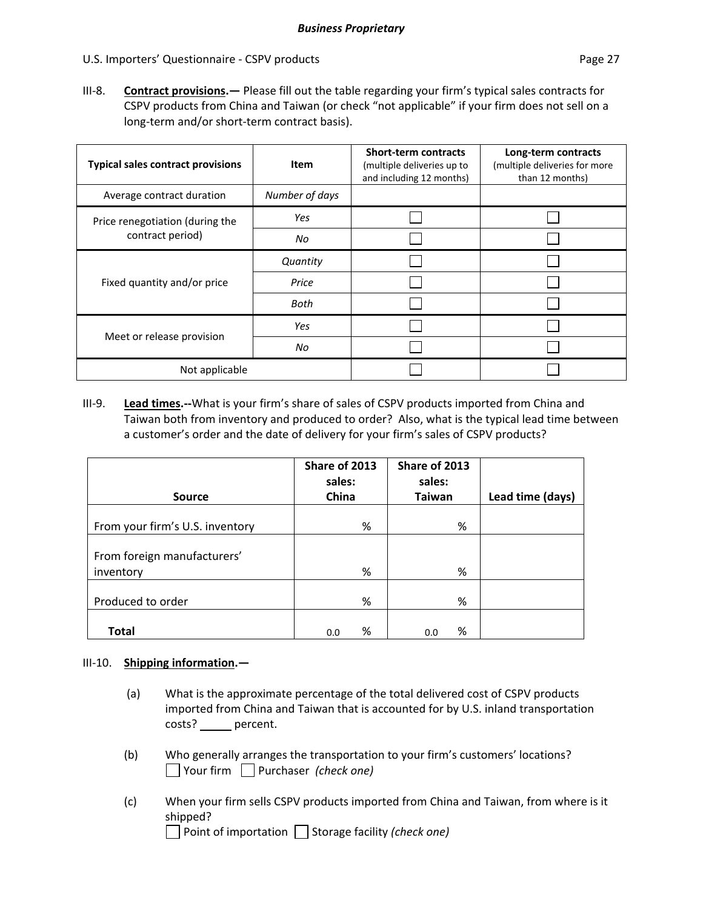**III-8.** **Contract provisions.—** Please fill out the table regarding your firm's typical sales contracts for CSPV products from China and Taiwan (or check "not applicable" if your firm does not sell on a long-term and/or short-term contract basis).

| Typical sales contract provisions | Item | Short-term contracts (multiple deliveries up to and including 12 months) | Long-term contracts (multiple deliveries for more than 12 months) |
|---|---|---|---|
| Average contract duration | *Number of days* | | |
| Price renegotiation (during the contract period) | *Yes* | ☐ | ☐ |
| | *No* | ☐ | ☐ |
| Fixed quantity and/or price | *Quantity* | ☐ | ☐ |
| | *Price* | ☐ | ☐ |
| | *Both* | ☐ | ☐ |
| Meet or release provision | *Yes* | ☐ | ☐ |
| | *No* | ☐ | ☐ |
| Not applicable | | ☐ | ☐ |

**III-9.** **Lead times.--**What is your firm's share of sales of CSPV products imported from China and Taiwan both from inventory and produced to order? Also, what is the typical lead time between a customer's order and the date of delivery for your firm's sales of CSPV products?

| Source | Share of 2013 sales: China | Share of 2013 sales: Taiwan | Lead time (days) |
|---|---|---|---|
| From your firm's U.S. inventory | % | % | |
| From foreign manufacturers' inventory | % | % | |
| Produced to order | % | % | |
| **Total** | 0.0 % | 0.0 % | |

**III-10.** **Shipping information.—**

(a) What is the approximate percentage of the total delivered cost of CSPV products imported from China and Taiwan that is accounted for by U.S. inland transportation costs? _____ percent.

(b) Who generally arranges the transportation to your firm's customers' locations?
☐ Your firm ☐ Purchaser *(check one)*

(c) When your firm sells CSPV products imported from China and Taiwan, from where is it shipped?
☐ Point of importation ☐ Storage facility *(check one)*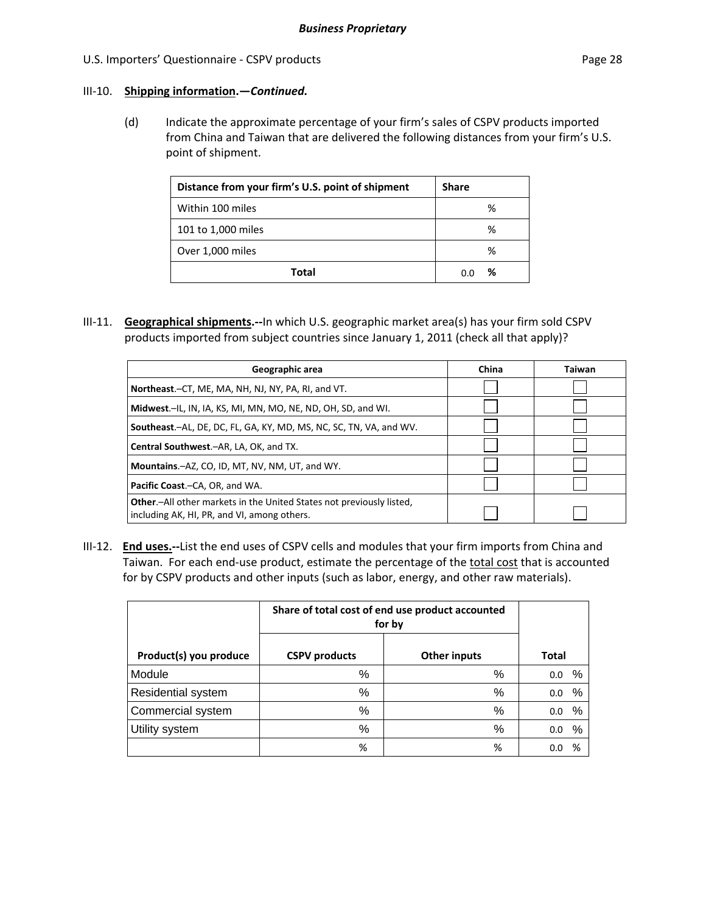**Business Proprietary**

U.S. Importers' Questionnaire - CSPV products

III-10. **Shipping information.—*Continued.***

(d) Indicate the approximate percentage of your firm's sales of CSPV products imported from China and Taiwan that are delivered the following distances from your firm's U.S. point of shipment.

| Distance from your firm's U.S. point of shipment | Share |
|---|---|
| Within 100 miles | % |
| 101 to 1,000 miles | % |
| Over 1,000 miles | % |
| **Total** | 0.0 **%** |

III-11. **Geographical shipments.--**In which U.S. geographic market area(s) has your firm sold CSPV products imported from subject countries since January 1, 2011 (check all that apply)?

| Geographic area | China | Taiwan |
|---|---|---|
| **Northeast**.–CT, ME, MA, NH, NJ, NY, PA, RI, and VT. | ☐ | ☐ |
| **Midwest**.–IL, IN, IA, KS, MI, MN, MO, NE, ND, OH, SD, and WI. | ☐ | ☐ |
| **Southeast**.–AL, DE, DC, FL, GA, KY, MD, MS, NC, SC, TN, VA, and WV. | ☐ | ☐ |
| **Central Southwest**.–AR, LA, OK, and TX. | ☐ | ☐ |
| **Mountains**.–AZ, CO, ID, MT, NV, NM, UT, and WY. | ☐ | ☐ |
| **Pacific Coast**.–CA, OR, and WA. | ☐ | ☐ |
| **Other**.–All other markets in the United States not previously listed, including AK, HI, PR, and VI, among others. | ☐ | ☐ |

III-12. **End uses.--**List the end uses of CSPV cells and modules that your firm imports from China and Taiwan. For each end-use product, estimate the percentage of the total cost that is accounted for by CSPV products and other inputs (such as labor, energy, and other raw materials).

| | Share of total cost of end use product accounted for by | | |
|---|---|---|---|
| **Product(s) you produce** | **CSPV products** | **Other inputs** | **Total** |
| Module | % | % | 0.0 % |
| Residential system | % | % | 0.0 % |
| Commercial system | % | % | 0.0 % |
| Utility system | % | % | 0.0 % |
| | % | % | 0.0 % |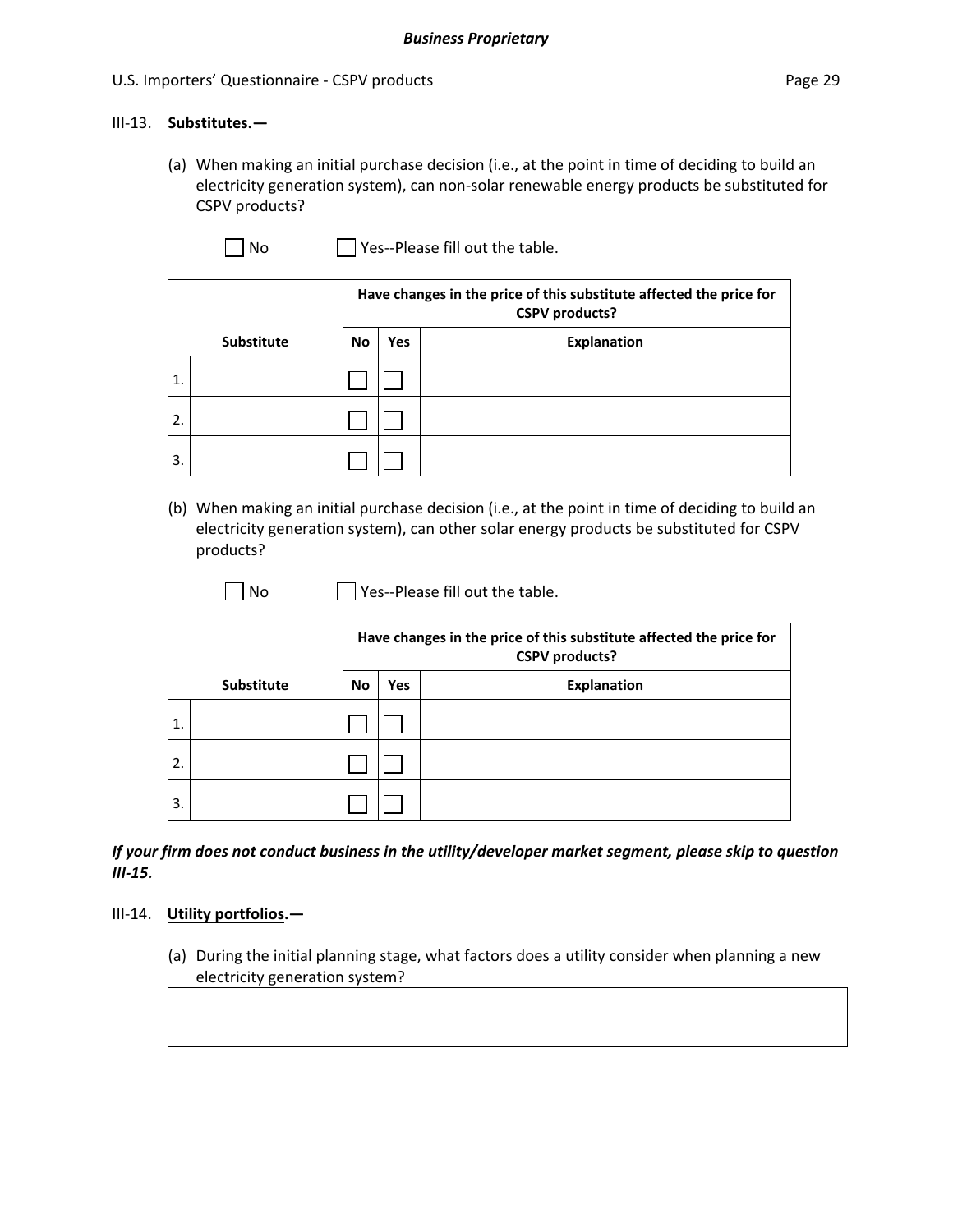III-13. **Substitutes.—**

(a) When making an initial purchase decision (i.e., at the point in time of deciding to build an electricity generation system), can non-solar renewable energy products be substituted for CSPV products?

☐ No ☐ Yes--Please fill out the table.

| | | Have changes in the price of this substitute affected the price for CSPV products? | | |
|---|---|---|---|---|
| | **Substitute** | **No** | **Yes** | **Explanation** |
| 1. | | ☐ | ☐ | |
| 2. | | ☐ | ☐ | |
| 3. | | ☐ | ☐ | |

(b) When making an initial purchase decision (i.e., at the point in time of deciding to build an electricity generation system), can other solar energy products be substituted for CSPV products?

☐ No ☐ Yes--Please fill out the table.

| | | Have changes in the price of this substitute affected the price for CSPV products? | | |
|---|---|---|---|---|
| | **Substitute** | **No** | **Yes** | **Explanation** |
| 1. | | ☐ | ☐ | |
| 2. | | ☐ | ☐ | |
| 3. | | ☐ | ☐ | |

***If your firm does not conduct business in the utility/developer market segment, please skip to question III-15.***

III-14. **Utility portfolios.—**

(a) During the initial planning stage, what factors does a utility consider when planning a new electricity generation system?

| |
|---|
| |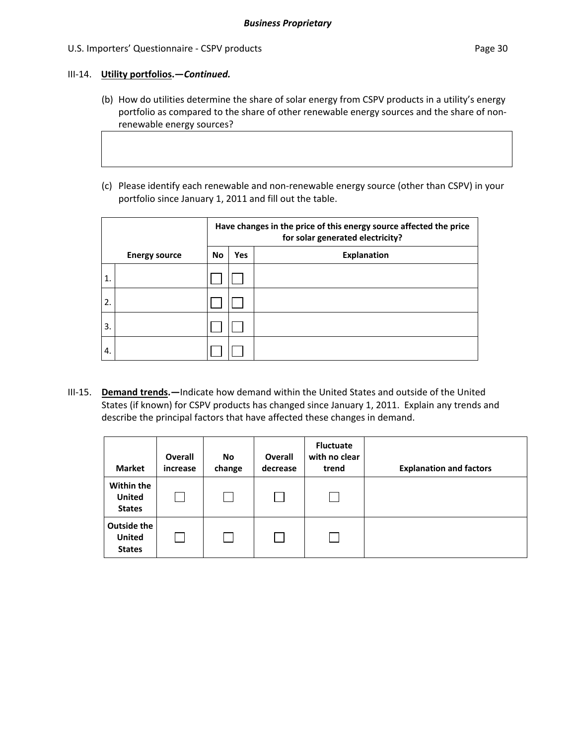III-14. **Utility portfolios.—*Continued.***

(b) How do utilities determine the share of solar energy from CSPV products in a utility's energy portfolio as compared to the share of other renewable energy sources and the share of non-renewable energy sources?

| |
|---|
| |

(c) Please identify each renewable and non-renewable energy source (other than CSPV) in your portfolio since January 1, 2011 and fill out the table.

| | | Have changes in the price of this energy source affected the price for solar generated electricity? | | |
|---|---|---|---|---|
| | **Energy source** | **No** | **Yes** | **Explanation** |
| 1. | | ☐ | ☐ | |
| 2. | | ☐ | ☐ | |
| 3. | | ☐ | ☐ | |
| 4. | | ☐ | ☐ | |

III-15. **Demand trends.—**Indicate how demand within the United States and outside of the United States (if known) for CSPV products has changed since January 1, 2011. Explain any trends and describe the principal factors that have affected these changes in demand.

| Market | Overall increase | No change | Overall decrease | Fluctuate with no clear trend | Explanation and factors |
|---|---|---|---|---|---|
| **Within the United States** | ☐ | ☐ | ☐ | ☐ | |
| **Outside the United States** | ☐ | ☐ | ☐ | ☐ | |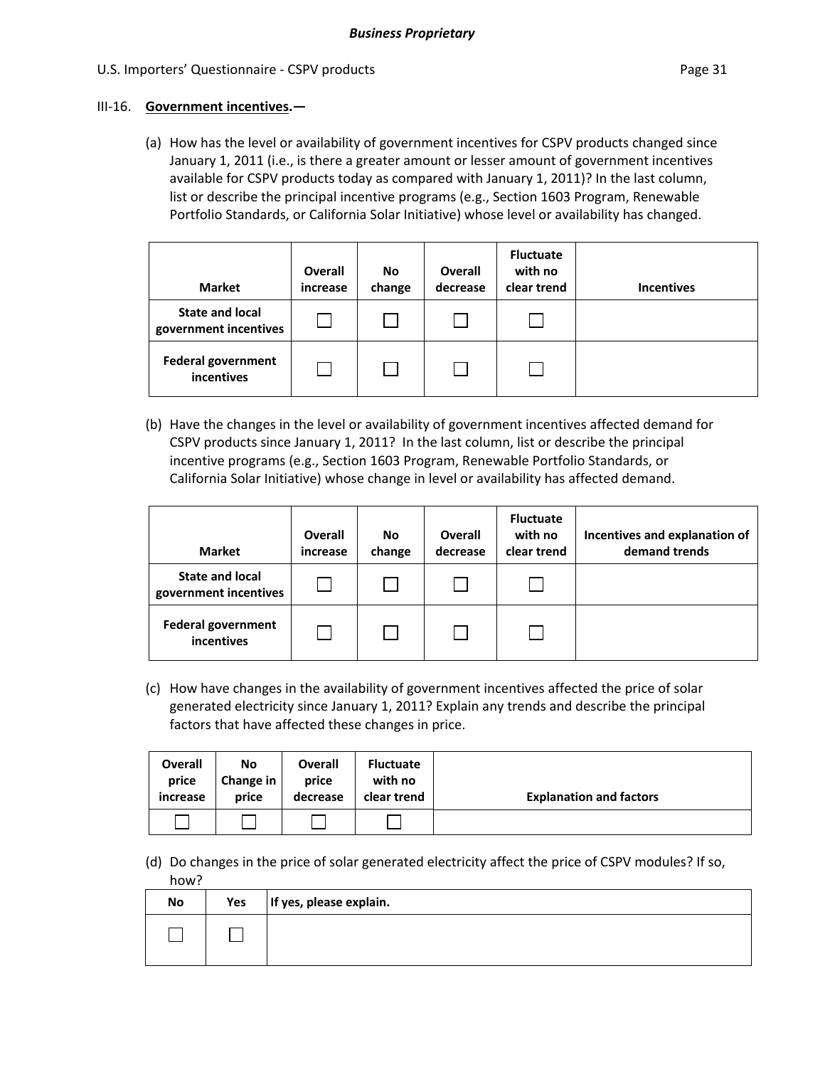*Business Proprietary*

**III-16. Government incentives.—**

(a) How has the level or availability of government incentives for CSPV products changed since January 1, 2011 (i.e., is there a greater amount or lesser amount of government incentives available for CSPV products today as compared with January 1, 2011)? In the last column, list or describe the principal incentive programs (e.g., Section 1603 Program, Renewable Portfolio Standards, or California Solar Initiative) whose level or availability has changed.

| Market | Overall increase | No change | Overall decrease | Fluctuate with no clear trend | Incentives |
|---|---|---|---|---|---|
| **State and local government incentives** | ☐ | ☐ | ☐ | ☐ | |
| **Federal government incentives** | ☐ | ☐ | ☐ | ☐ | |

(b) Have the changes in the level or availability of government incentives affected demand for CSPV products since January 1, 2011? In the last column, list or describe the principal incentive programs (e.g., Section 1603 Program, Renewable Portfolio Standards, or California Solar Initiative) whose change in level or availability has affected demand.

| Market | Overall increase | No change | Overall decrease | Fluctuate with no clear trend | Incentives and explanation of demand trends |
|---|---|---|---|---|---|
| **State and local government incentives** | ☐ | ☐ | ☐ | ☐ | |
| **Federal government incentives** | ☐ | ☐ | ☐ | ☐ | |

(c) How have changes in the availability of government incentives affected the price of solar generated electricity since January 1, 2011? Explain any trends and describe the principal factors that have affected these changes in price.

| Overall price increase | No Change in price | Overall price decrease | Fluctuate with no clear trend | Explanation and factors |
|---|---|---|---|---|
| ☐ | ☐ | ☐ | ☐ | |

(d) Do changes in the price of solar generated electricity affect the price of CSPV modules? If so, how?

| No | Yes | If yes, please explain. |
|---|---|---|
| ☐ | ☐ | |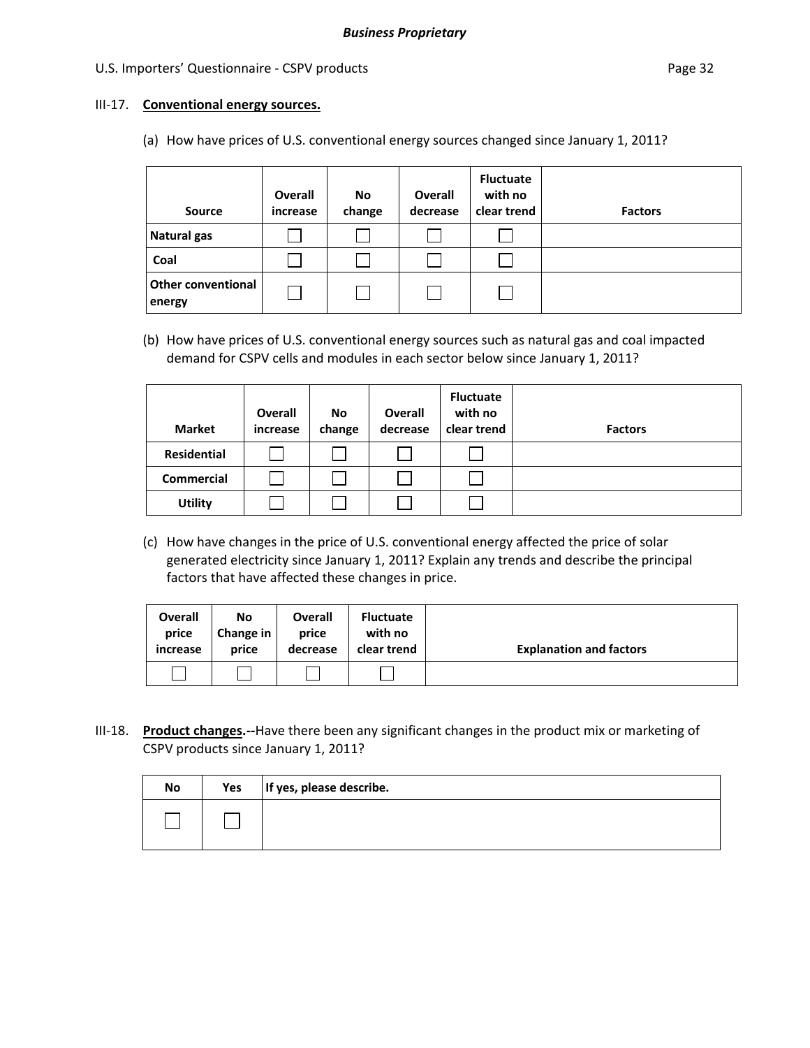### III-17. **Conventional energy sources.**

(a) How have prices of U.S. conventional energy sources changed since January 1, 2011?

| Source | Overall increase | No change | Overall decrease | Fluctuate with no clear trend | Factors |
|---|---|---|---|---|---|
| **Natural gas** | ☐ | ☐ | ☐ | ☐ | |
| **Coal** | ☐ | ☐ | ☐ | ☐ | |
| **Other conventional energy** | ☐ | ☐ | ☐ | ☐ | |

(b) How have prices of U.S. conventional energy sources such as natural gas and coal impacted demand for CSPV cells and modules in each sector below since January 1, 2011?

| Market | Overall increase | No change | Overall decrease | Fluctuate with no clear trend | Factors |
|---|---|---|---|---|---|
| **Residential** | ☐ | ☐ | ☐ | ☐ | |
| **Commercial** | ☐ | ☐ | ☐ | ☐ | |
| **Utility** | ☐ | ☐ | ☐ | ☐ | |

(c) How have changes in the price of U.S. conventional energy affected the price of solar generated electricity since January 1, 2011? Explain any trends and describe the principal factors that have affected these changes in price.

| Overall price increase | No Change in price | Overall price decrease | Fluctuate with no clear trend | Explanation and factors |
|---|---|---|---|---|
| ☐ | ☐ | ☐ | ☐ | |

### III-18. **Product changes.**--Have there been any significant changes in the product mix or marketing of CSPV products since January 1, 2011?

| No | Yes | If yes, please describe. |
|---|---|---|
| ☐ | ☐ | |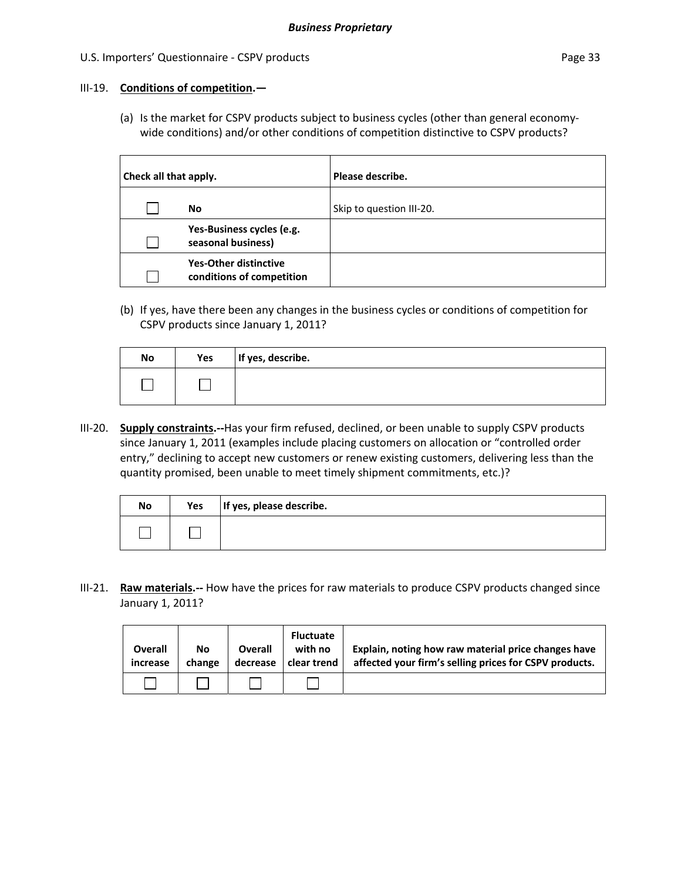**III-19. Conditions of competition.—**

(a) Is the market for CSPV products subject to business cycles (other than general economy-wide conditions) and/or other conditions of competition distinctive to CSPV products?

| Check all that apply. | | Please describe. |
|---|---|---|
| ☐ | **No** | Skip to question III-20. |
| ☐ | **Yes-Business cycles (e.g. seasonal business)** | |
| ☐ | **Yes-Other distinctive conditions of competition** | |

(b) If yes, have there been any changes in the business cycles or conditions of competition for CSPV products since January 1, 2011?

| No | Yes | If yes, describe. |
|---|---|---|
| ☐ | ☐ | |

**III-20. Supply constraints.--**Has your firm refused, declined, or been unable to supply CSPV products since January 1, 2011 (examples include placing customers on allocation or "controlled order entry," declining to accept new customers or renew existing customers, delivering less than the quantity promised, been unable to meet timely shipment commitments, etc.)?

| No | Yes | If yes, please describe. |
|---|---|---|
| ☐ | ☐ | |

**III-21. Raw materials.--** How have the prices for raw materials to produce CSPV products changed since January 1, 2011?

| Overall increase | No change | Overall decrease | Fluctuate with no clear trend | Explain, noting how raw material price changes have affected your firm's selling prices for CSPV products. |
|---|---|---|---|---|
| ☐ | ☐ | ☐ | ☐ | |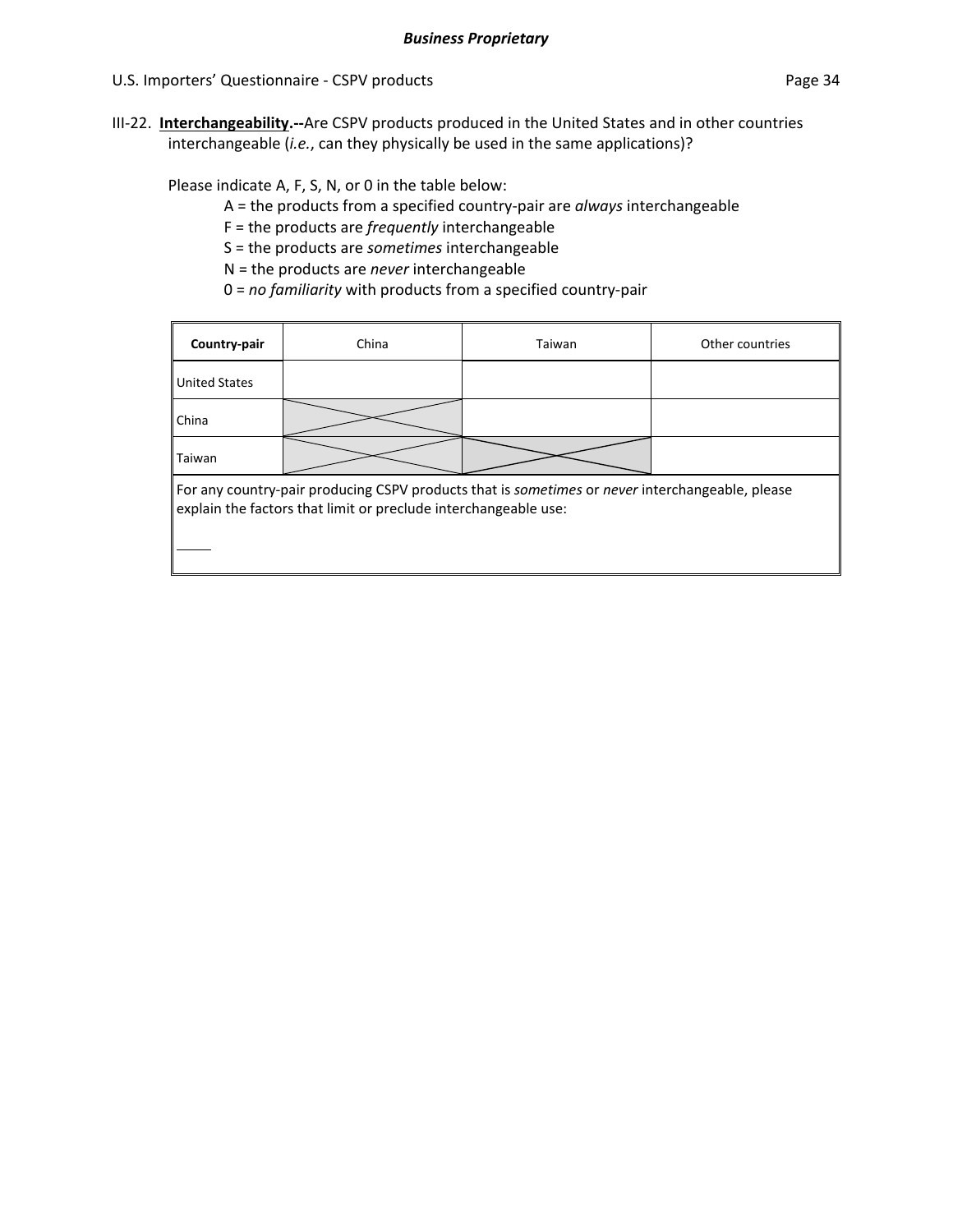III-22. **Interchangeability.--**Are CSPV products produced in the United States and in other countries interchangeable (*i.e.*, can they physically be used in the same applications)?

Please indicate A, F, S, N, or 0 in the table below:

A = the products from a specified country-pair are *always* interchangeable
F = the products are *frequently* interchangeable
S = the products are *sometimes* interchangeable
N = the products are *never* interchangeable
0 = *no familiarity* with products from a specified country-pair

| **Country-pair** | China | Taiwan | Other countries |
|---|---|---|---|
| United States | | | |
| China | | | |
| Taiwan | | | |

For any country-pair producing CSPV products that is *sometimes* or *never* interchangeable, please explain the factors that limit or preclude interchangeable use:

_____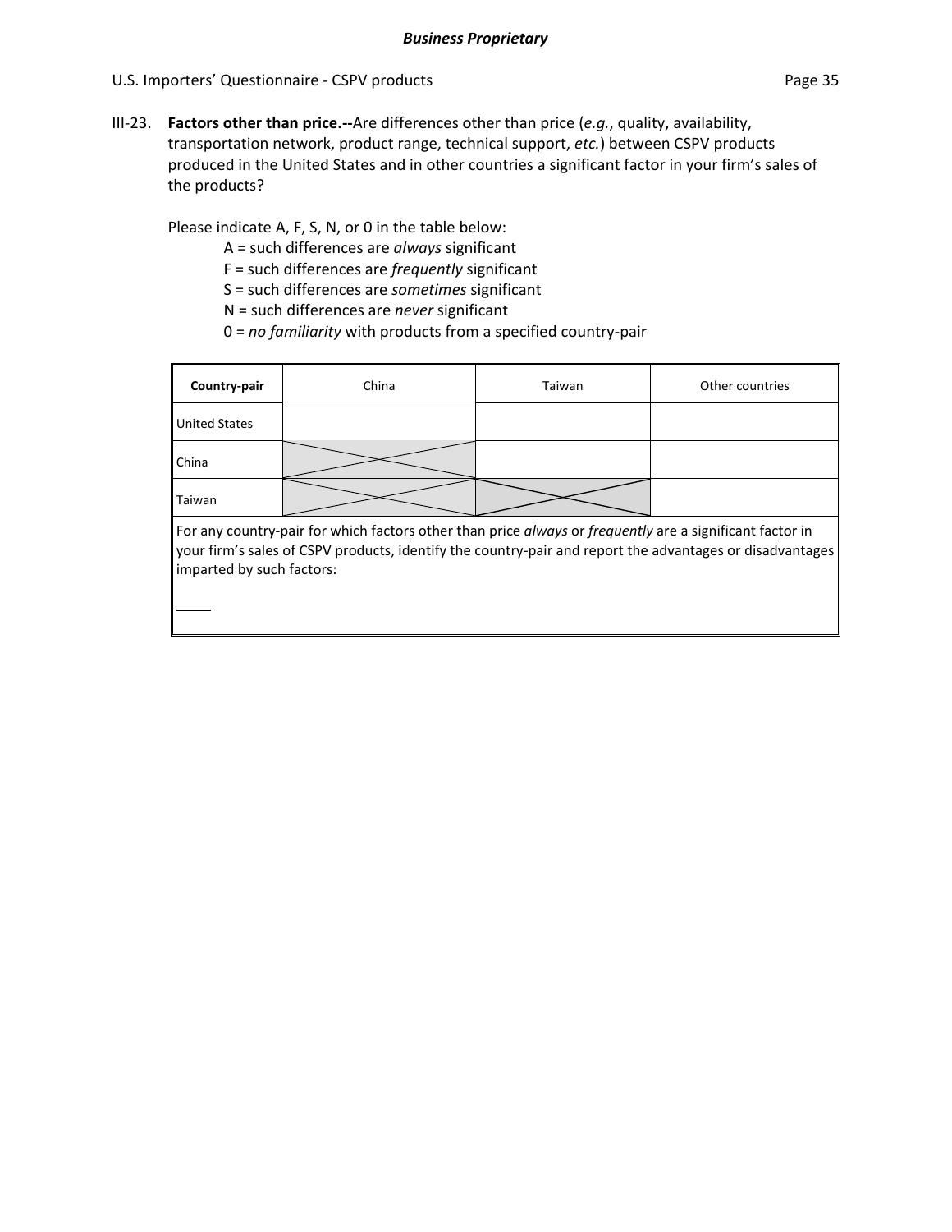III-23. **Factors other than price.--**Are differences other than price (*e.g.*, quality, availability, transportation network, product range, technical support, *etc.*) between CSPV products produced in the United States and in other countries a significant factor in your firm's sales of the products?

Please indicate A, F, S, N, or 0 in the table below:

A = such differences are *always* significant
F = such differences are *frequently* significant
S = such differences are *sometimes* significant
N = such differences are *never* significant
0 = *no familiarity* with products from a specified country-pair

| **Country-pair** | China | Taiwan | Other countries |
|---|---|---|---|
| United States | | | |
| China | | | |
| Taiwan | | | |

For any country-pair for which factors other than price *always* or *frequently* are a significant factor in your firm's sales of CSPV products, identify the country-pair and report the advantages or disadvantages imparted by such factors:

_____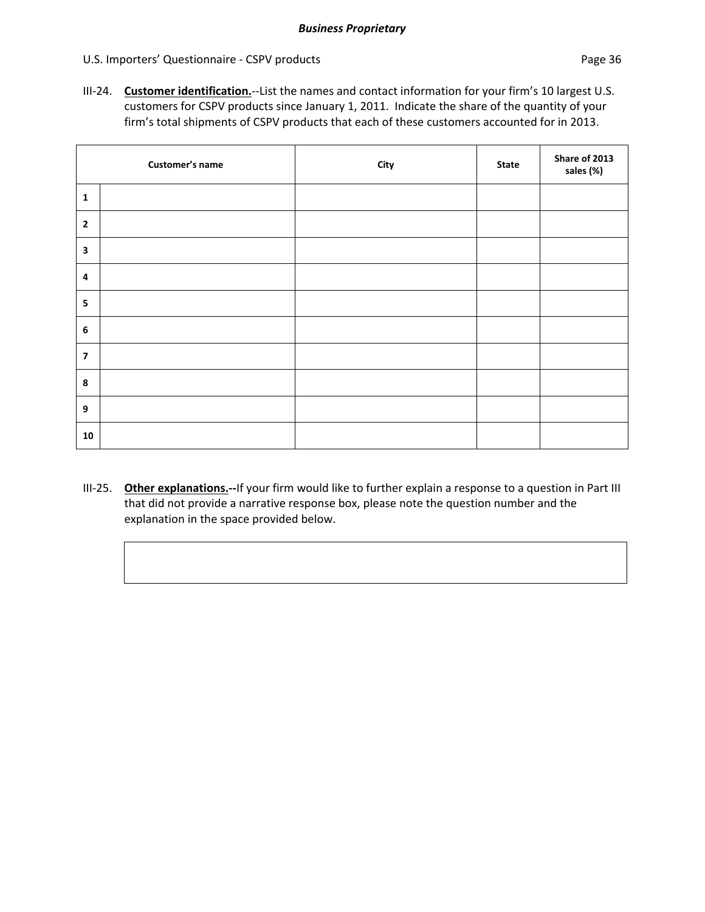**III-24. Customer identification.**--List the names and contact information for your firm's 10 largest U.S. customers for CSPV products since January 1, 2011. Indicate the share of the quantity of your firm's total shipments of CSPV products that each of these customers accounted for in 2013.

| | Customer's name | City | State | Share of 2013 sales (%) |
|---|---|---|---|---|
| 1 | | | | |
| 2 | | | | |
| 3 | | | | |
| 4 | | | | |
| 5 | | | | |
| 6 | | | | |
| 7 | | | | |
| 8 | | | | |
| 9 | | | | |
| 10 | | | | |

**III-25. Other explanations.**--If your firm would like to further explain a response to a question in Part III that did not provide a narrative response box, please note the question number and the explanation in the space provided below.

| |
|---|
| |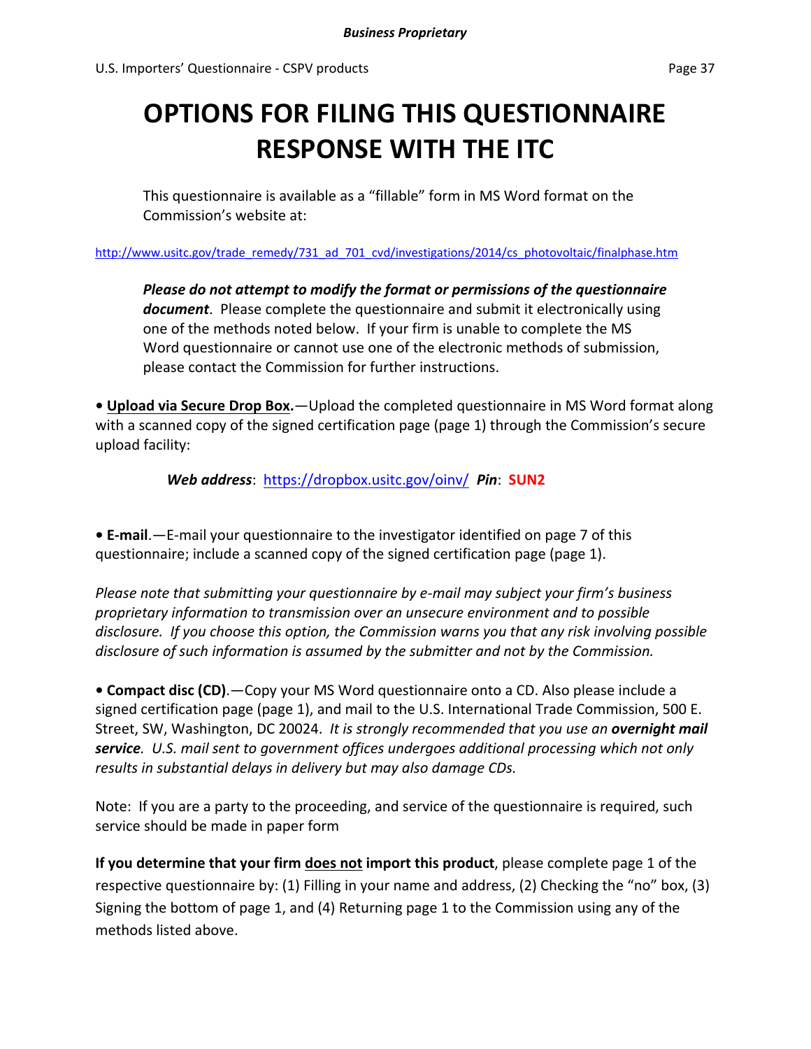# OPTIONS FOR FILING THIS QUESTIONNAIRE RESPONSE WITH THE ITC

This questionnaire is available as a "fillable" form in MS Word format on the Commission's website at:

http://www.usitc.gov/trade_remedy/731_ad_701_cvd/investigations/2014/cs_photovoltaic/finalphase.htm

***Please do not attempt to modify the format or permissions of the questionnaire document***. Please complete the questionnaire and submit it electronically using one of the methods noted below. If your firm is unable to complete the MS Word questionnaire or cannot use one of the electronic methods of submission, please contact the Commission for further instructions.

• **Upload via Secure Drop Box.**—Upload the completed questionnaire in MS Word format along with a scanned copy of the signed certification page (page 1) through the Commission's secure upload facility:

*Web address*: https://dropbox.usitc.gov/oinv/ ***Pin***: **SUN2**

• **E-mail**.—E-mail your questionnaire to the investigator identified on page 7 of this questionnaire; include a scanned copy of the signed certification page (page 1).

*Please note that submitting your questionnaire by e-mail may subject your firm's business proprietary information to transmission over an unsecure environment and to possible disclosure. If you choose this option, the Commission warns you that any risk involving possible disclosure of such information is assumed by the submitter and not by the Commission.*

• **Compact disc (CD)**.—Copy your MS Word questionnaire onto a CD. Also please include a signed certification page (page 1), and mail to the U.S. International Trade Commission, 500 E. Street, SW, Washington, DC 20024. *It is strongly recommended that you use an **overnight mail service**. U.S. mail sent to government offices undergoes additional processing which not only results in substantial delays in delivery but may also damage CDs.*

Note: If you are a party to the proceeding, and service of the questionnaire is required, such service should be made in paper form

**If you determine that your firm does not import this product**, please complete page 1 of the respective questionnaire by: (1) Filling in your name and address, (2) Checking the "no" box, (3) Signing the bottom of page 1, and (4) Returning page 1 to the Commission using any of the methods listed above.